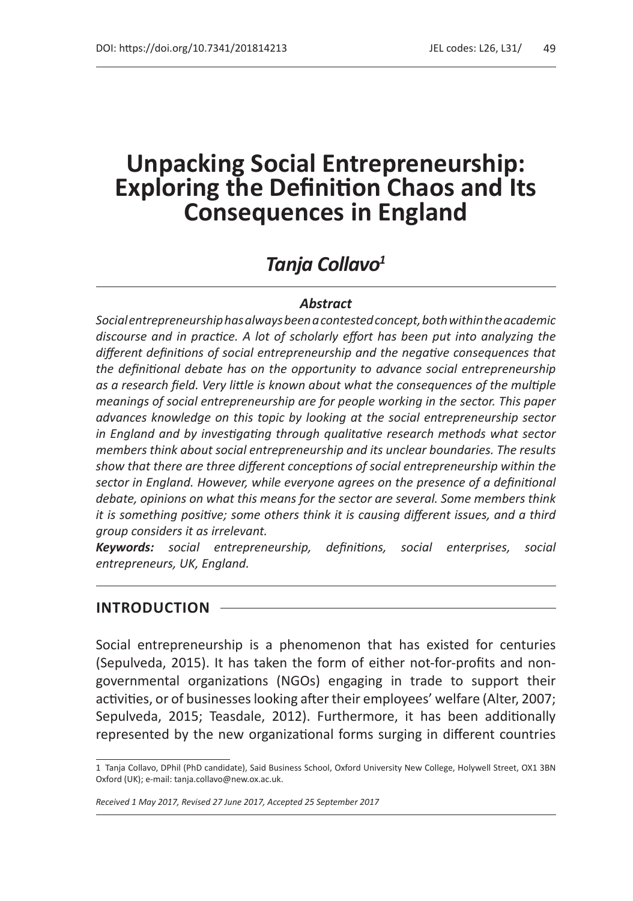# Unpacking Social Entrepreneurship: Exploring the Definition Chaos and Its Consequences in England

## *Tanja Collavo*[1]

### *Abstract*

*Social entrepreneurship has always been a contested concept, both within the academic discourse and in practice. A lot of scholarly effort has been put into analyzing the different definitions of social entrepreneurship and the negative consequences that the definitional debate has on the opportunity to advance social entrepreneurship as a research field. Very little is known about what the consequences of the multiple meanings of social entrepreneurship are for people working in the sector. This paper advances knowledge on this topic by looking at the social entrepreneurship sector in England and by investigating through qualitative research methods what sector members think about social entrepreneurship and its unclear boundaries. The results show that there are three different conceptions of social entrepreneurship within the sector in England. However, while everyone agrees on the presence of a definitional debate, opinions on what this means for the sector are several. Some members think it is something positive; some others think it is causing different issues, and a third group considers it as irrelevant.*

***Keywords:*** *social entrepreneurship, definitions, social enterprises, social entrepreneurs, UK, England.*

## INTRODUCTION

Social entrepreneurship is a phenomenon that has existed for centuries (Sepulveda, 2015). It has taken the form of either not-for-profits and non-governmental organizations (NGOs) engaging in trade to support their activities, or of businesses looking after their employees' welfare (Alter, 2007; Sepulveda, 2015; Teasdale, 2012). Furthermore, it has been additionally represented by the new organizational forms surging in different countries

---

1 Tanja Collavo, DPhil (PhD candidate), Said Business School, Oxford University New College, Holywell Street, OX1 3BN Oxford (UK); e-mail: tanja.collavo@new.ox.ac.uk.

*Received 1 May 2017, Revised 27 June 2017, Accepted 25 September 2017*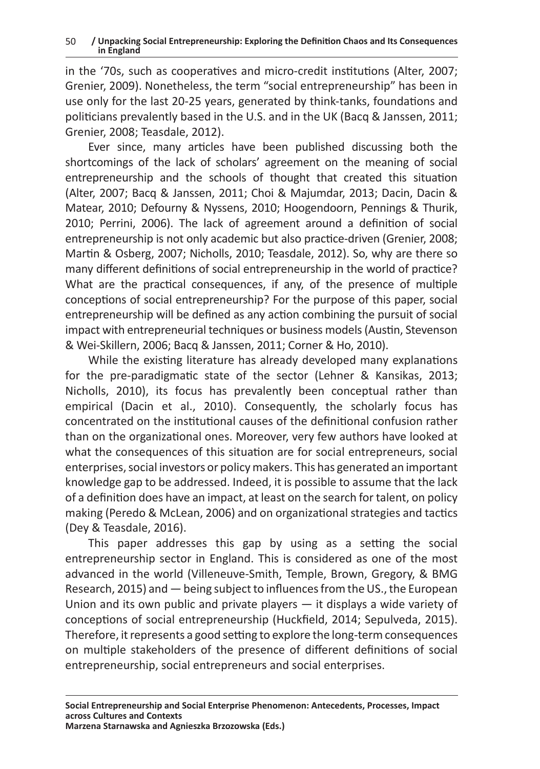in the '70s, such as cooperatives and micro-credit institutions (Alter, 2007; Grenier, 2009). Nonetheless, the term "social entrepreneurship" has been in use only for the last 20-25 years, generated by think-tanks, foundations and politicians prevalently based in the U.S. and in the UK (Bacq & Janssen, 2011; Grenier, 2008; Teasdale, 2012).

Ever since, many articles have been published discussing both the shortcomings of the lack of scholars' agreement on the meaning of social entrepreneurship and the schools of thought that created this situation (Alter, 2007; Bacq & Janssen, 2011; Choi & Majumdar, 2013; Dacin, Dacin & Matear, 2010; Defourny & Nyssens, 2010; Hoogendoorn, Pennings & Thurik, 2010; Perrini, 2006). The lack of agreement around a definition of social entrepreneurship is not only academic but also practice-driven (Grenier, 2008; Martin & Osberg, 2007; Nicholls, 2010; Teasdale, 2012). So, why are there so many different definitions of social entrepreneurship in the world of practice? What are the practical consequences, if any, of the presence of multiple conceptions of social entrepreneurship? For the purpose of this paper, social entrepreneurship will be defined as any action combining the pursuit of social impact with entrepreneurial techniques or business models (Austin, Stevenson & Wei-Skillern, 2006; Bacq & Janssen, 2011; Corner & Ho, 2010).

While the existing literature has already developed many explanations for the pre-paradigmatic state of the sector (Lehner & Kansikas, 2013; Nicholls, 2010), its focus has prevalently been conceptual rather than empirical (Dacin et al., 2010). Consequently, the scholarly focus has concentrated on the institutional causes of the definitional confusion rather than on the organizational ones. Moreover, very few authors have looked at what the consequences of this situation are for social entrepreneurs, social enterprises, social investors or policy makers. This has generated an important knowledge gap to be addressed. Indeed, it is possible to assume that the lack of a definition does have an impact, at least on the search for talent, on policy making (Peredo & McLean, 2006) and on organizational strategies and tactics (Dey & Teasdale, 2016).

This paper addresses this gap by using as a setting the social entrepreneurship sector in England. This is considered as one of the most advanced in the world (Villeneuve-Smith, Temple, Brown, Gregory, & BMG Research, 2015) and — being subject to influences from the US., the European Union and its own public and private players — it displays a wide variety of conceptions of social entrepreneurship (Huckfield, 2014; Sepulveda, 2015). Therefore, it represents a good setting to explore the long-term consequences on multiple stakeholders of the presence of different definitions of social entrepreneurship, social entrepreneurs and social enterprises.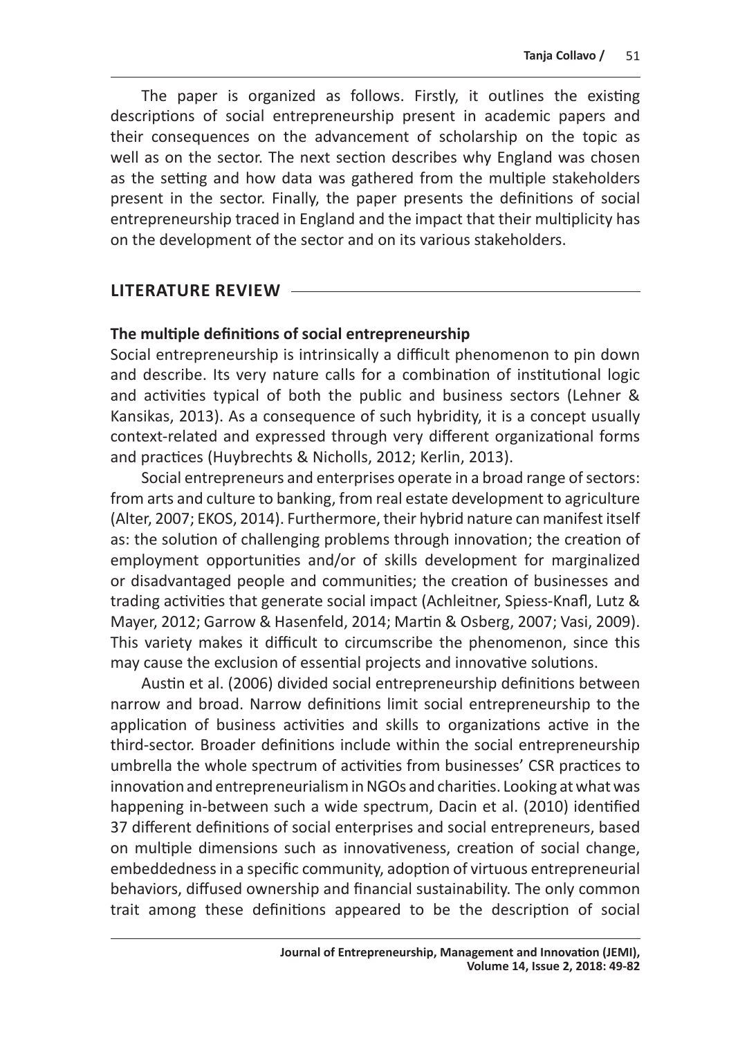The paper is organized as follows. Firstly, it outlines the existing descriptions of social entrepreneurship present in academic papers and their consequences on the advancement of scholarship on the topic as well as on the sector. The next section describes why England was chosen as the setting and how data was gathered from the multiple stakeholders present in the sector. Finally, the paper presents the definitions of social entrepreneurship traced in England and the impact that their multiplicity has on the development of the sector and on its various stakeholders.

## LITERATURE REVIEW

### The multiple definitions of social entrepreneurship

Social entrepreneurship is intrinsically a difficult phenomenon to pin down and describe. Its very nature calls for a combination of institutional logic and activities typical of both the public and business sectors (Lehner & Kansikas, 2013). As a consequence of such hybridity, it is a concept usually context-related and expressed through very different organizational forms and practices (Huybrechts & Nicholls, 2012; Kerlin, 2013).

Social entrepreneurs and enterprises operate in a broad range of sectors: from arts and culture to banking, from real estate development to agriculture (Alter, 2007; EKOS, 2014). Furthermore, their hybrid nature can manifest itself as: the solution of challenging problems through innovation; the creation of employment opportunities and/or of skills development for marginalized or disadvantaged people and communities; the creation of businesses and trading activities that generate social impact (Achleitner, Spiess-Knafl, Lutz & Mayer, 2012; Garrow & Hasenfeld, 2014; Martin & Osberg, 2007; Vasi, 2009). This variety makes it difficult to circumscribe the phenomenon, since this may cause the exclusion of essential projects and innovative solutions.

Austin et al. (2006) divided social entrepreneurship definitions between narrow and broad. Narrow definitions limit social entrepreneurship to the application of business activities and skills to organizations active in the third-sector. Broader definitions include within the social entrepreneurship umbrella the whole spectrum of activities from businesses' CSR practices to innovation and entrepreneurialism in NGOs and charities. Looking at what was happening in-between such a wide spectrum, Dacin et al. (2010) identified 37 different definitions of social enterprises and social entrepreneurs, based on multiple dimensions such as innovativeness, creation of social change, embeddedness in a specific community, adoption of virtuous entrepreneurial behaviors, diffused ownership and financial sustainability. The only common trait among these definitions appeared to be the description of social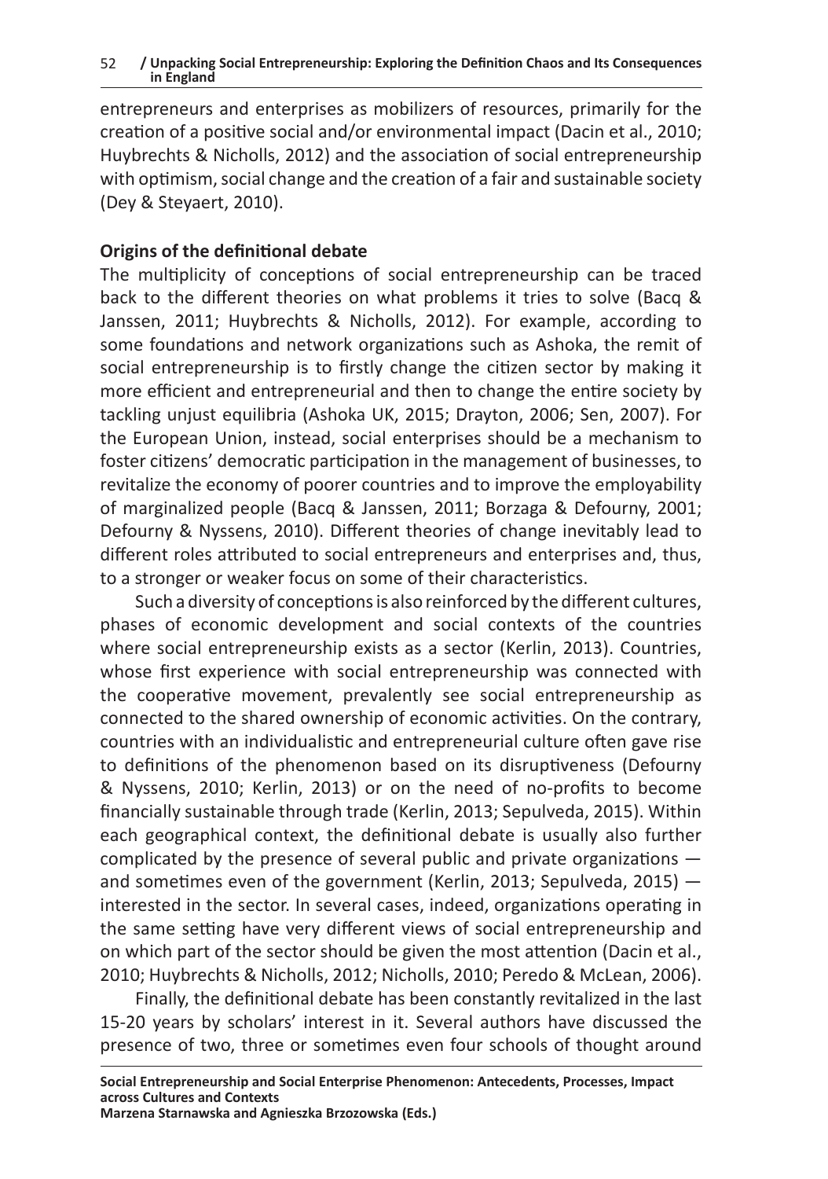entrepreneurs and enterprises as mobilizers of resources, primarily for the creation of a positive social and/or environmental impact (Dacin et al., 2010; Huybrechts & Nicholls, 2012) and the association of social entrepreneurship with optimism, social change and the creation of a fair and sustainable society (Dey & Steyaert, 2010).

**Origins of the definitional debate**

The multiplicity of conceptions of social entrepreneurship can be traced back to the different theories on what problems it tries to solve (Bacq & Janssen, 2011; Huybrechts & Nicholls, 2012). For example, according to some foundations and network organizations such as Ashoka, the remit of social entrepreneurship is to firstly change the citizen sector by making it more efficient and entrepreneurial and then to change the entire society by tackling unjust equilibria (Ashoka UK, 2015; Drayton, 2006; Sen, 2007). For the European Union, instead, social enterprises should be a mechanism to foster citizens' democratic participation in the management of businesses, to revitalize the economy of poorer countries and to improve the employability of marginalized people (Bacq & Janssen, 2011; Borzaga & Defourny, 2001; Defourny & Nyssens, 2010). Different theories of change inevitably lead to different roles attributed to social entrepreneurs and enterprises and, thus, to a stronger or weaker focus on some of their characteristics.

Such a diversity of conceptions is also reinforced by the different cultures, phases of economic development and social contexts of the countries where social entrepreneurship exists as a sector (Kerlin, 2013). Countries, whose first experience with social entrepreneurship was connected with the cooperative movement, prevalently see social entrepreneurship as connected to the shared ownership of economic activities. On the contrary, countries with an individualistic and entrepreneurial culture often gave rise to definitions of the phenomenon based on its disruptiveness (Defourny & Nyssens, 2010; Kerlin, 2013) or on the need of no-profits to become financially sustainable through trade (Kerlin, 2013; Sepulveda, 2015). Within each geographical context, the definitional debate is usually also further complicated by the presence of several public and private organizations — and sometimes even of the government (Kerlin, 2013; Sepulveda, 2015) — interested in the sector. In several cases, indeed, organizations operating in the same setting have very different views of social entrepreneurship and on which part of the sector should be given the most attention (Dacin et al., 2010; Huybrechts & Nicholls, 2012; Nicholls, 2010; Peredo & McLean, 2006).

Finally, the definitional debate has been constantly revitalized in the last 15-20 years by scholars' interest in it. Several authors have discussed the presence of two, three or sometimes even four schools of thought around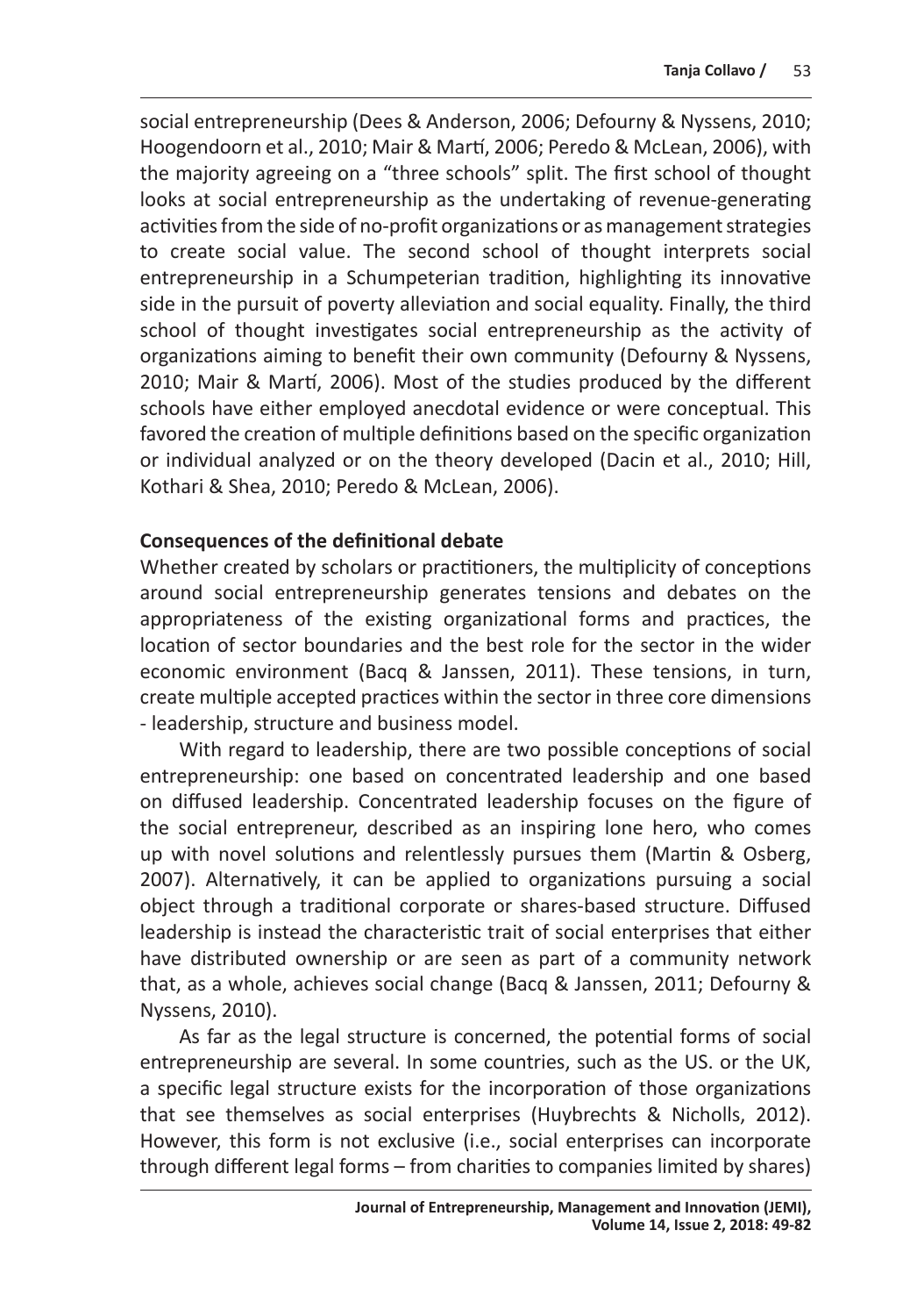social entrepreneurship (Dees & Anderson, 2006; Defourny & Nyssens, 2010; Hoogendoorn et al., 2010; Mair & Martí, 2006; Peredo & McLean, 2006), with the majority agreeing on a "three schools" split. The first school of thought looks at social entrepreneurship as the undertaking of revenue-generating activities from the side of no-profit organizations or as management strategies to create social value. The second school of thought interprets social entrepreneurship in a Schumpeterian tradition, highlighting its innovative side in the pursuit of poverty alleviation and social equality. Finally, the third school of thought investigates social entrepreneurship as the activity of organizations aiming to benefit their own community (Defourny & Nyssens, 2010; Mair & Martí, 2006). Most of the studies produced by the different schools have either employed anecdotal evidence or were conceptual. This favored the creation of multiple definitions based on the specific organization or individual analyzed or on the theory developed (Dacin et al., 2010; Hill, Kothari & Shea, 2010; Peredo & McLean, 2006).

**Consequences of the definitional debate**

Whether created by scholars or practitioners, the multiplicity of conceptions around social entrepreneurship generates tensions and debates on the appropriateness of the existing organizational forms and practices, the location of sector boundaries and the best role for the sector in the wider economic environment (Bacq & Janssen, 2011). These tensions, in turn, create multiple accepted practices within the sector in three core dimensions - leadership, structure and business model.

With regard to leadership, there are two possible conceptions of social entrepreneurship: one based on concentrated leadership and one based on diffused leadership. Concentrated leadership focuses on the figure of the social entrepreneur, described as an inspiring lone hero, who comes up with novel solutions and relentlessly pursues them (Martin & Osberg, 2007). Alternatively, it can be applied to organizations pursuing a social object through a traditional corporate or shares-based structure. Diffused leadership is instead the characteristic trait of social enterprises that either have distributed ownership or are seen as part of a community network that, as a whole, achieves social change (Bacq & Janssen, 2011; Defourny & Nyssens, 2010).

As far as the legal structure is concerned, the potential forms of social entrepreneurship are several. In some countries, such as the US. or the UK, a specific legal structure exists for the incorporation of those organizations that see themselves as social enterprises (Huybrechts & Nicholls, 2012). However, this form is not exclusive (i.e., social enterprises can incorporate through different legal forms – from charities to companies limited by shares)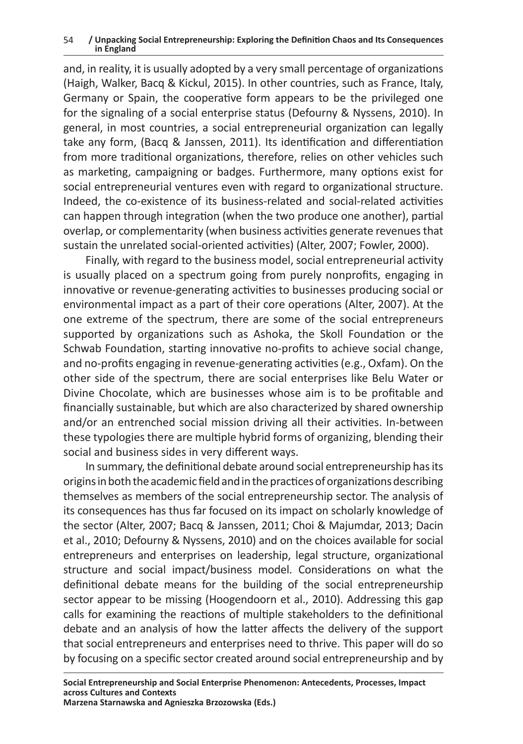and, in reality, it is usually adopted by a very small percentage of organizations (Haigh, Walker, Bacq & Kickul, 2015). In other countries, such as France, Italy, Germany or Spain, the cooperative form appears to be the privileged one for the signaling of a social enterprise status (Defourny & Nyssens, 2010). In general, in most countries, a social entrepreneurial organization can legally take any form, (Bacq & Janssen, 2011). Its identification and differentiation from more traditional organizations, therefore, relies on other vehicles such as marketing, campaigning or badges. Furthermore, many options exist for social entrepreneurial ventures even with regard to organizational structure. Indeed, the co-existence of its business-related and social-related activities can happen through integration (when the two produce one another), partial overlap, or complementarity (when business activities generate revenues that sustain the unrelated social-oriented activities) (Alter, 2007; Fowler, 2000).

Finally, with regard to the business model, social entrepreneurial activity is usually placed on a spectrum going from purely nonprofits, engaging in innovative or revenue-generating activities to businesses producing social or environmental impact as a part of their core operations (Alter, 2007). At the one extreme of the spectrum, there are some of the social entrepreneurs supported by organizations such as Ashoka, the Skoll Foundation or the Schwab Foundation, starting innovative no-profits to achieve social change, and no-profits engaging in revenue-generating activities (e.g., Oxfam). On the other side of the spectrum, there are social enterprises like Belu Water or Divine Chocolate, which are businesses whose aim is to be profitable and financially sustainable, but which are also characterized by shared ownership and/or an entrenched social mission driving all their activities. In-between these typologies there are multiple hybrid forms of organizing, blending their social and business sides in very different ways.

In summary, the definitional debate around social entrepreneurship has its origins in both the academic field and in the practices of organizations describing themselves as members of the social entrepreneurship sector. The analysis of its consequences has thus far focused on its impact on scholarly knowledge of the sector (Alter, 2007; Bacq & Janssen, 2011; Choi & Majumdar, 2013; Dacin et al., 2010; Defourny & Nyssens, 2010) and on the choices available for social entrepreneurs and enterprises on leadership, legal structure, organizational structure and social impact/business model. Considerations on what the definitional debate means for the building of the social entrepreneurship sector appear to be missing (Hoogendoorn et al., 2010). Addressing this gap calls for examining the reactions of multiple stakeholders to the definitional debate and an analysis of how the latter affects the delivery of the support that social entrepreneurs and enterprises need to thrive. This paper will do so by focusing on a specific sector created around social entrepreneurship and by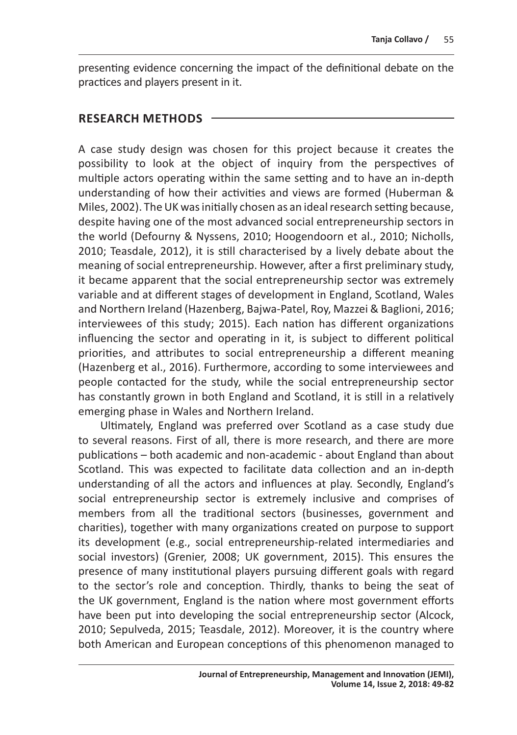presenting evidence concerning the impact of the definitional debate on the practices and players present in it.

## RESEARCH METHODS

A case study design was chosen for this project because it creates the possibility to look at the object of inquiry from the perspectives of multiple actors operating within the same setting and to have an in-depth understanding of how their activities and views are formed (Huberman & Miles, 2002). The UK was initially chosen as an ideal research setting because, despite having one of the most advanced social entrepreneurship sectors in the world (Defourny & Nyssens, 2010; Hoogendoorn et al., 2010; Nicholls, 2010; Teasdale, 2012), it is still characterised by a lively debate about the meaning of social entrepreneurship. However, after a first preliminary study, it became apparent that the social entrepreneurship sector was extremely variable and at different stages of development in England, Scotland, Wales and Northern Ireland (Hazenberg, Bajwa-Patel, Roy, Mazzei & Baglioni, 2016; interviewees of this study; 2015). Each nation has different organizations influencing the sector and operating in it, is subject to different political priorities, and attributes to social entrepreneurship a different meaning (Hazenberg et al., 2016). Furthermore, according to some interviewees and people contacted for the study, while the social entrepreneurship sector has constantly grown in both England and Scotland, it is still in a relatively emerging phase in Wales and Northern Ireland.

Ultimately, England was preferred over Scotland as a case study due to several reasons. First of all, there is more research, and there are more publications – both academic and non-academic - about England than about Scotland. This was expected to facilitate data collection and an in-depth understanding of all the actors and influences at play. Secondly, England's social entrepreneurship sector is extremely inclusive and comprises of members from all the traditional sectors (businesses, government and charities), together with many organizations created on purpose to support its development (e.g., social entrepreneurship-related intermediaries and social investors) (Grenier, 2008; UK government, 2015). This ensures the presence of many institutional players pursuing different goals with regard to the sector's role and conception. Thirdly, thanks to being the seat of the UK government, England is the nation where most government efforts have been put into developing the social entrepreneurship sector (Alcock, 2010; Sepulveda, 2015; Teasdale, 2012). Moreover, it is the country where both American and European conceptions of this phenomenon managed to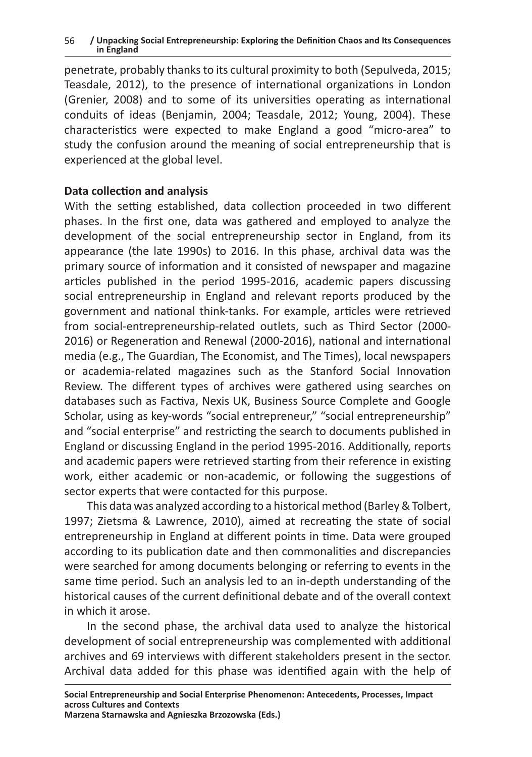penetrate, probably thanks to its cultural proximity to both (Sepulveda, 2015; Teasdale, 2012), to the presence of international organizations in London (Grenier, 2008) and to some of its universities operating as international conduits of ideas (Benjamin, 2004; Teasdale, 2012; Young, 2004). These characteristics were expected to make England a good "micro-area" to study the confusion around the meaning of social entrepreneurship that is experienced at the global level.

**Data collection and analysis**

With the setting established, data collection proceeded in two different phases. In the first one, data was gathered and employed to analyze the development of the social entrepreneurship sector in England, from its appearance (the late 1990s) to 2016. In this phase, archival data was the primary source of information and it consisted of newspaper and magazine articles published in the period 1995-2016, academic papers discussing social entrepreneurship in England and relevant reports produced by the government and national think-tanks. For example, articles were retrieved from social-entrepreneurship-related outlets, such as Third Sector (2000-2016) or Regeneration and Renewal (2000-2016), national and international media (e.g., The Guardian, The Economist, and The Times), local newspapers or academia-related magazines such as the Stanford Social Innovation Review. The different types of archives were gathered using searches on databases such as Factiva, Nexis UK, Business Source Complete and Google Scholar, using as key-words "social entrepreneur," "social entrepreneurship" and "social enterprise" and restricting the search to documents published in England or discussing England in the period 1995-2016. Additionally, reports and academic papers were retrieved starting from their reference in existing work, either academic or non-academic, or following the suggestions of sector experts that were contacted for this purpose.

This data was analyzed according to a historical method (Barley & Tolbert, 1997; Zietsma & Lawrence, 2010), aimed at recreating the state of social entrepreneurship in England at different points in time. Data were grouped according to its publication date and then commonalities and discrepancies were searched for among documents belonging or referring to events in the same time period. Such an analysis led to an in-depth understanding of the historical causes of the current definitional debate and of the overall context in which it arose.

In the second phase, the archival data used to analyze the historical development of social entrepreneurship was complemented with additional archives and 69 interviews with different stakeholders present in the sector. Archival data added for this phase was identified again with the help of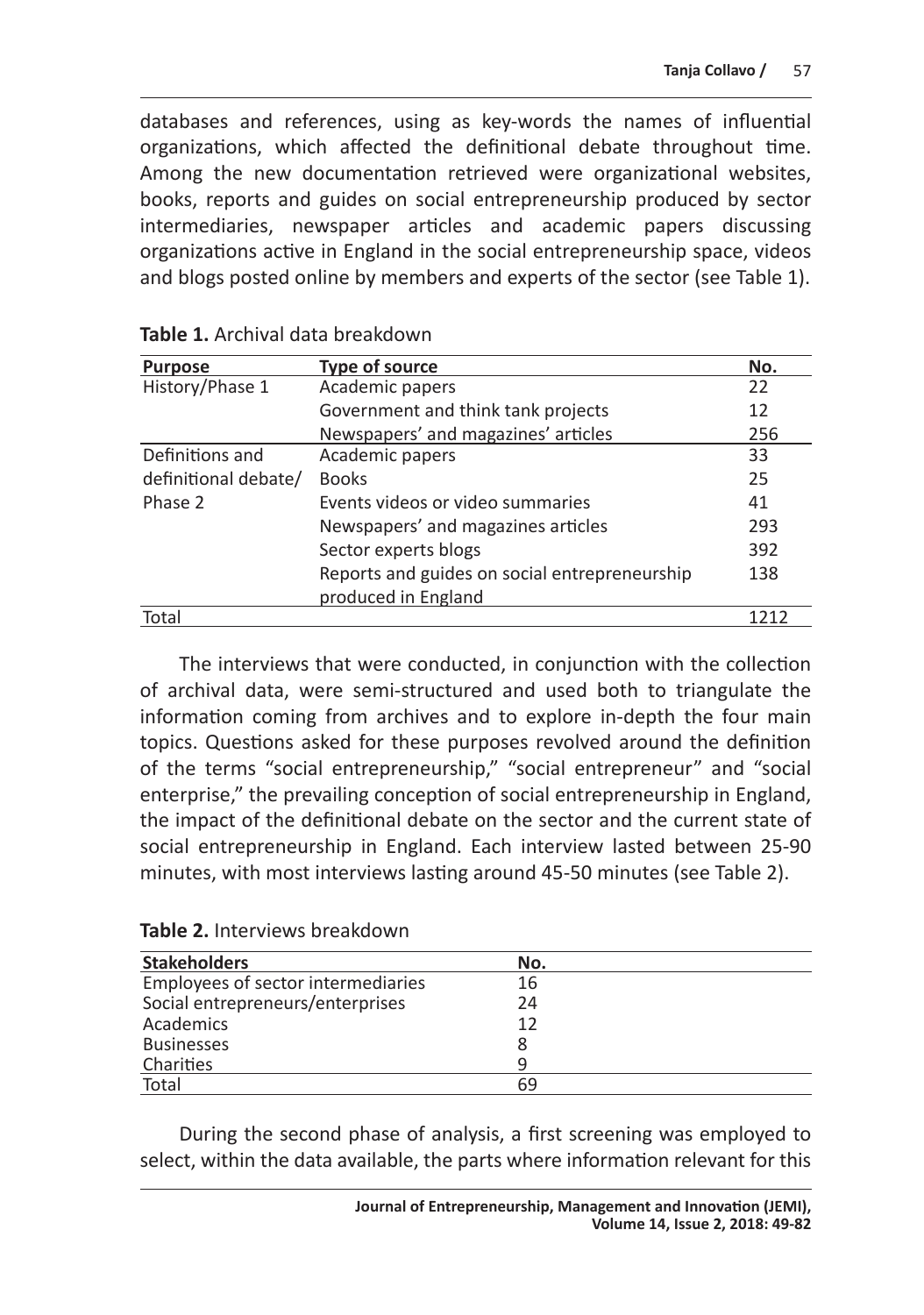databases and references, using as key-words the names of influential organizations, which affected the definitional debate throughout time. Among the new documentation retrieved were organizational websites, books, reports and guides on social entrepreneurship produced by sector intermediaries, newspaper articles and academic papers discussing organizations active in England in the social entrepreneurship space, videos and blogs posted online by members and experts of the sector (see Table 1).

**Table 1.** Archival data breakdown

| Purpose | Type of source | No. |
|---|---|---|
| History/Phase 1 | Academic papers | 22 |
| | Government and think tank projects | 12 |
| | Newspapers' and magazines' articles | 256 |
| Definitions and definitional debate/ Phase 2 | Academic papers | 33 |
| | Books | 25 |
| | Events videos or video summaries | 41 |
| | Newspapers' and magazines articles | 293 |
| | Sector experts blogs | 392 |
| | Reports and guides on social entrepreneurship produced in England | 138 |
| Total | | 1212 |

The interviews that were conducted, in conjunction with the collection of archival data, were semi-structured and used both to triangulate the information coming from archives and to explore in-depth the four main topics. Questions asked for these purposes revolved around the definition of the terms "social entrepreneurship," "social entrepreneur" and "social enterprise," the prevailing conception of social entrepreneurship in England, the impact of the definitional debate on the sector and the current state of social entrepreneurship in England. Each interview lasted between 25-90 minutes, with most interviews lasting around 45-50 minutes (see Table 2).

**Table 2.** Interviews breakdown

| Stakeholders | No. |
|---|---|
| Employees of sector intermediaries | 16 |
| Social entrepreneurs/enterprises | 24 |
| Academics | 12 |
| Businesses | 8 |
| Charities | 9 |
| Total | 69 |

During the second phase of analysis, a first screening was employed to select, within the data available, the parts where information relevant for this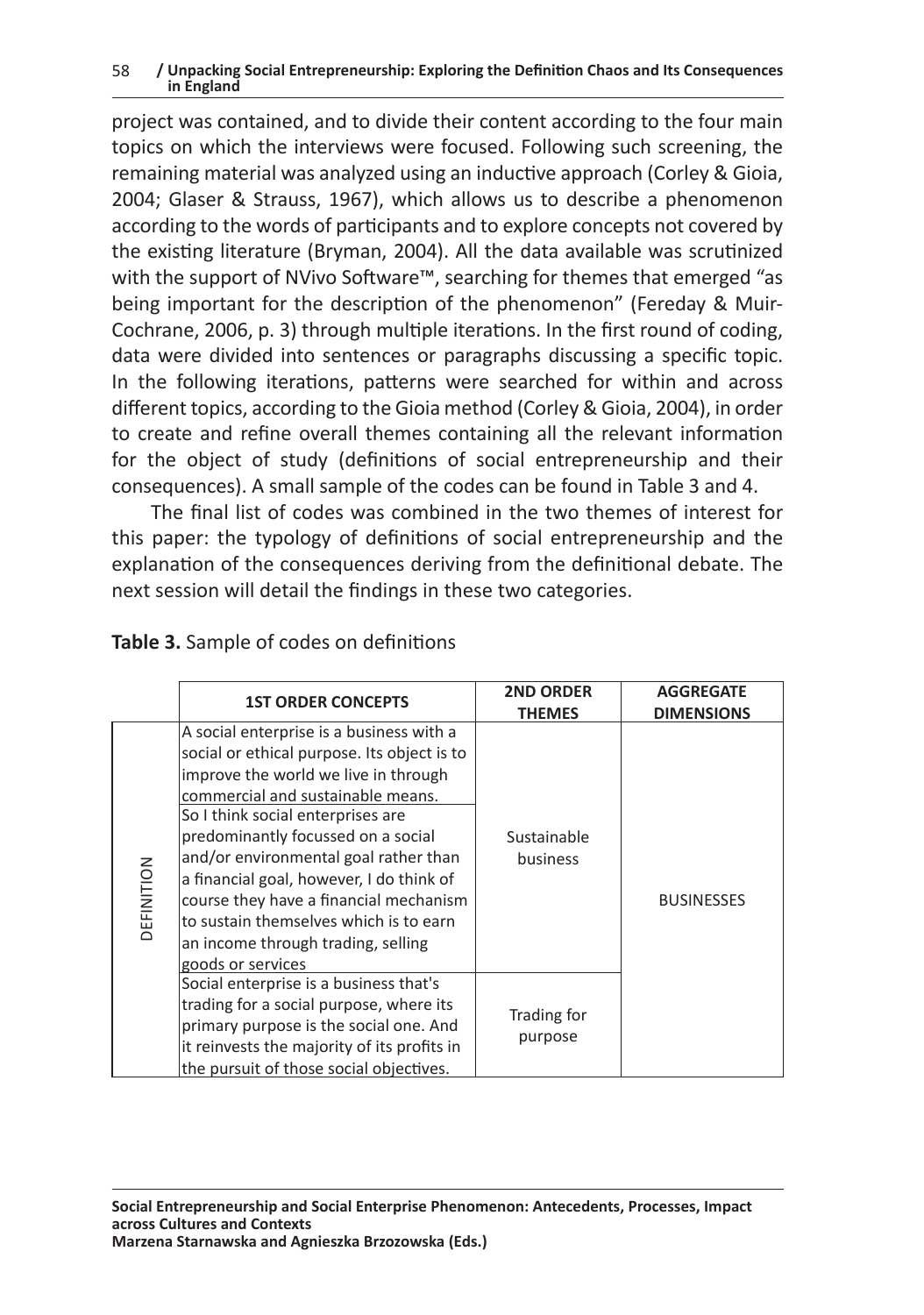project was contained, and to divide their content according to the four main topics on which the interviews were focused. Following such screening, the remaining material was analyzed using an inductive approach (Corley & Gioia, 2004; Glaser & Strauss, 1967), which allows us to describe a phenomenon according to the words of participants and to explore concepts not covered by the existing literature (Bryman, 2004). All the data available was scrutinized with the support of NVivo Software™, searching for themes that emerged "as being important for the description of the phenomenon" (Fereday & Muir-Cochrane, 2006, p. 3) through multiple iterations. In the first round of coding, data were divided into sentences or paragraphs discussing a specific topic. In the following iterations, patterns were searched for within and across different topics, according to the Gioia method (Corley & Gioia, 2004), in order to create and refine overall themes containing all the relevant information for the object of study (definitions of social entrepreneurship and their consequences). A small sample of the codes can be found in Table 3 and 4.

The final list of codes was combined in the two themes of interest for this paper: the typology of definitions of social entrepreneurship and the explanation of the consequences deriving from the definitional debate. The next session will detail the findings in these two categories.

**Table 3.** Sample of codes on definitions

| | 1ST ORDER CONCEPTS | 2ND ORDER THEMES | AGGREGATE DIMENSIONS |
|---|---|---|---|
| DEFINITION | A social enterprise is a business with a social or ethical purpose. Its object is to improve the world we live in through commercial and sustainable means. | Sustainable business | BUSINESSES |
| | So I think social enterprises are predominantly focussed on a social and/or environmental goal rather than a financial goal, however, I do think of course they have a financial mechanism to sustain themselves which is to earn an income through trading, selling goods or services | | |
| | Social enterprise is a business that's trading for a social purpose, where its primary purpose is the social one. And it reinvests the majority of its profits in the pursuit of those social objectives. | Trading for purpose | |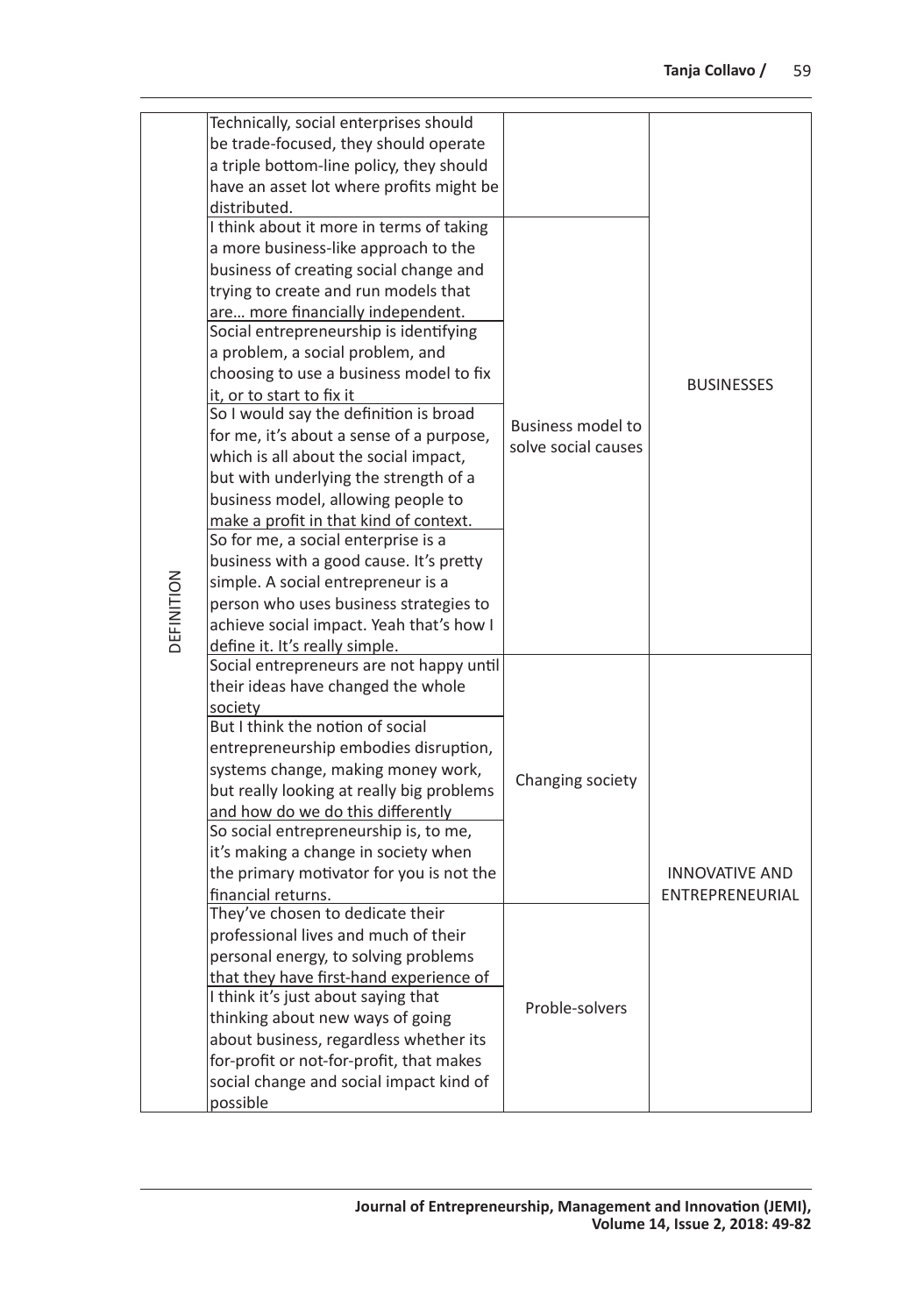| | | | |
|---|---|---|---|
| DEFINITION | Technically, social enterprises should be trade-focused, they should operate a triple bottom-line policy, they should have an asset lot where profits might be distributed. | | BUSINESSES |
| | I think about it more in terms of taking a more business-like approach to the business of creating social change and trying to create and run models that are… more financially independent. | Business model to solve social causes | |
| | Social entrepreneurship is identifying a problem, a social problem, and choosing to use a business model to fix it, or to start to fix it | | |
| | So I would say the definition is broad for me, it's about a sense of a purpose, which is all about the social impact, but with underlying the strength of a business model, allowing people to make a profit in that kind of context. | | |
| | So for me, a social enterprise is a business with a good cause. It's pretty simple. A social entrepreneur is a person who uses business strategies to achieve social impact. Yeah that's how I define it. It's really simple. | | |
| | Social entrepreneurs are not happy until their ideas have changed the whole society | Changing society | INNOVATIVE AND ENTREPRENEURIAL |
| | But I think the notion of social entrepreneurship embodies disruption, systems change, making money work, but really looking at really big problems and how do we do this differently | | |
| | So social entrepreneurship is, to me, it's making a change in society when the primary motivator for you is not the financial returns. | | |
| | They've chosen to dedicate their professional lives and much of their personal energy, to solving problems that they have first-hand experience of | Proble-solvers | |
| | I think it's just about saying that thinking about new ways of going about business, regardless whether its for-profit or not-for-profit, that makes social change and social impact kind of possible | | |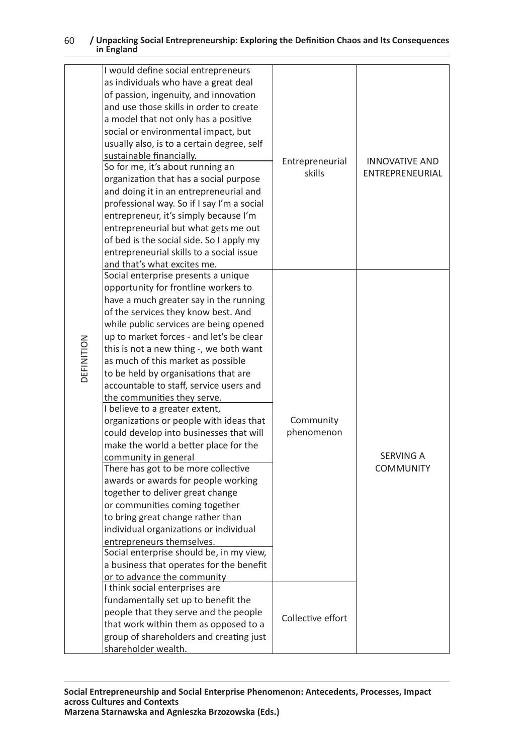| | | | |
|---|---|---|---|
| DEFINITION | I would define social entrepreneurs as individuals who have a great deal of passion, ingenuity, and innovation and use those skills in order to create a model that not only has a positive social or environmental impact, but usually also, is to a certain degree, self sustainable financially. | Entrepreneurial skills | INNOVATIVE AND ENTREPRENEURIAL |
| | So for me, it's about running an organization that has a social purpose and doing it in an entrepreneurial and professional way. So if I say I'm a social entrepreneur, it's simply because I'm entrepreneurial but what gets me out of bed is the social side. So I apply my entrepreneurial skills to a social issue and that's what excites me. | | |
| | Social enterprise presents a unique opportunity for frontline workers to have a much greater say in the running of the services they know best. And while public services are being opened up to market forces - and let's be clear this is not a new thing -, we both want as much of this market as possible to be held by organisations that are accountable to staff, service users and the communities they serve. | Community phenomenon | SERVING A COMMUNITY |
| | I believe to a greater extent, organizations or people with ideas that could develop into businesses that will make the world a better place for the community in general | | |
| | There has got to be more collective awards or awards for people working together to deliver great change or communities coming together to bring great change rather than individual organizations or individual entrepreneurs themselves. | | |
| | Social enterprise should be, in my view, a business that operates for the benefit or to advance the community | | |
| | I think social enterprises are fundamentally set up to benefit the people that they serve and the people that work within them as opposed to a group of shareholders and creating just shareholder wealth. | Collective effort | |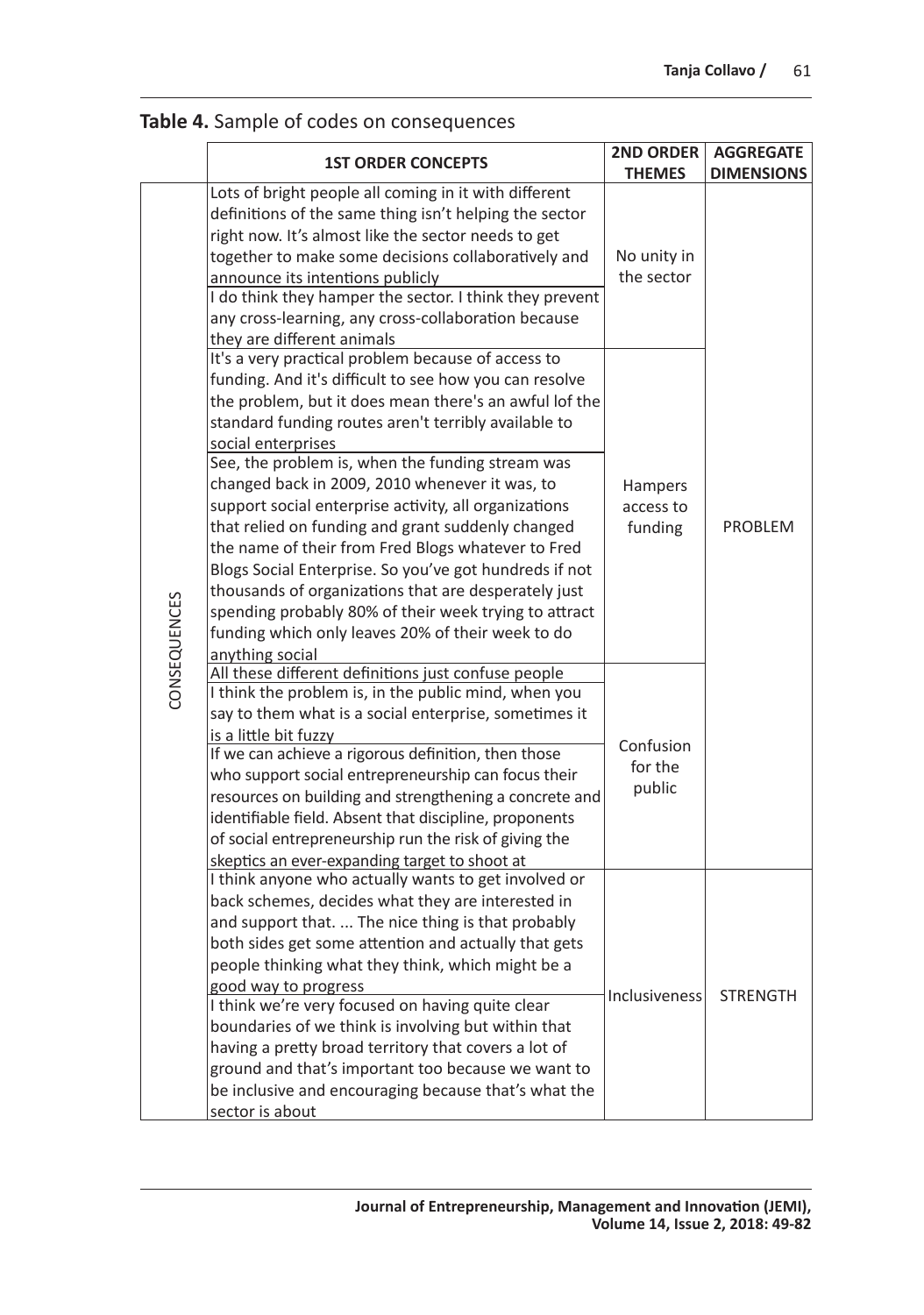**Table 4.** Sample of codes on consequences

| | 1ST ORDER CONCEPTS | 2ND ORDER THEMES | AGGREGATE DIMENSIONS |
|---|---|---|---|
| CONSEQUENCES | Lots of bright people all coming in it with different definitions of the same thing isn't helping the sector right now. It's almost like the sector needs to get together to make some decisions collaboratively and announce its intentions publicly | No unity in the sector | PROBLEM |
| | I do think they hamper the sector. I think they prevent any cross-learning, any cross-collaboration because they are different animals | | |
| | It's a very practical problem because of access to funding. And it's difficult to see how you can resolve the problem, but it does mean there's an awful lof the standard funding routes aren't terribly available to social enterprises | Hampers access to funding | |
| | See, the problem is, when the funding stream was changed back in 2009, 2010 whenever it was, to support social enterprise activity, all organizations that relied on funding and grant suddenly changed the name of their from Fred Blogs whatever to Fred Blogs Social Enterprise. So you've got hundreds if not thousands of organizations that are desperately just spending probably 80% of their week trying to attract funding which only leaves 20% of their week to do anything social | | |
| | All these different definitions just confuse people | Confusion for the public | |
| | I think the problem is, in the public mind, when you say to them what is a social enterprise, sometimes it is a little bit fuzzy | | |
| | If we can achieve a rigorous definition, then those who support social entrepreneurship can focus their resources on building and strengthening a concrete and identifiable field. Absent that discipline, proponents of social entrepreneurship run the risk of giving the skeptics an ever-expanding target to shoot at | | |
| | I think anyone who actually wants to get involved or back schemes, decides what they are interested in and support that. ... The nice thing is that probably both sides get some attention and actually that gets people thinking what they think, which might be a good way to progress | Inclusiveness | STRENGTH |
| | I think we're very focused on having quite clear boundaries of we think is involving but within that having a pretty broad territory that covers a lot of ground and that's important too because we want to be inclusive and encouraging because that's what the sector is about | | |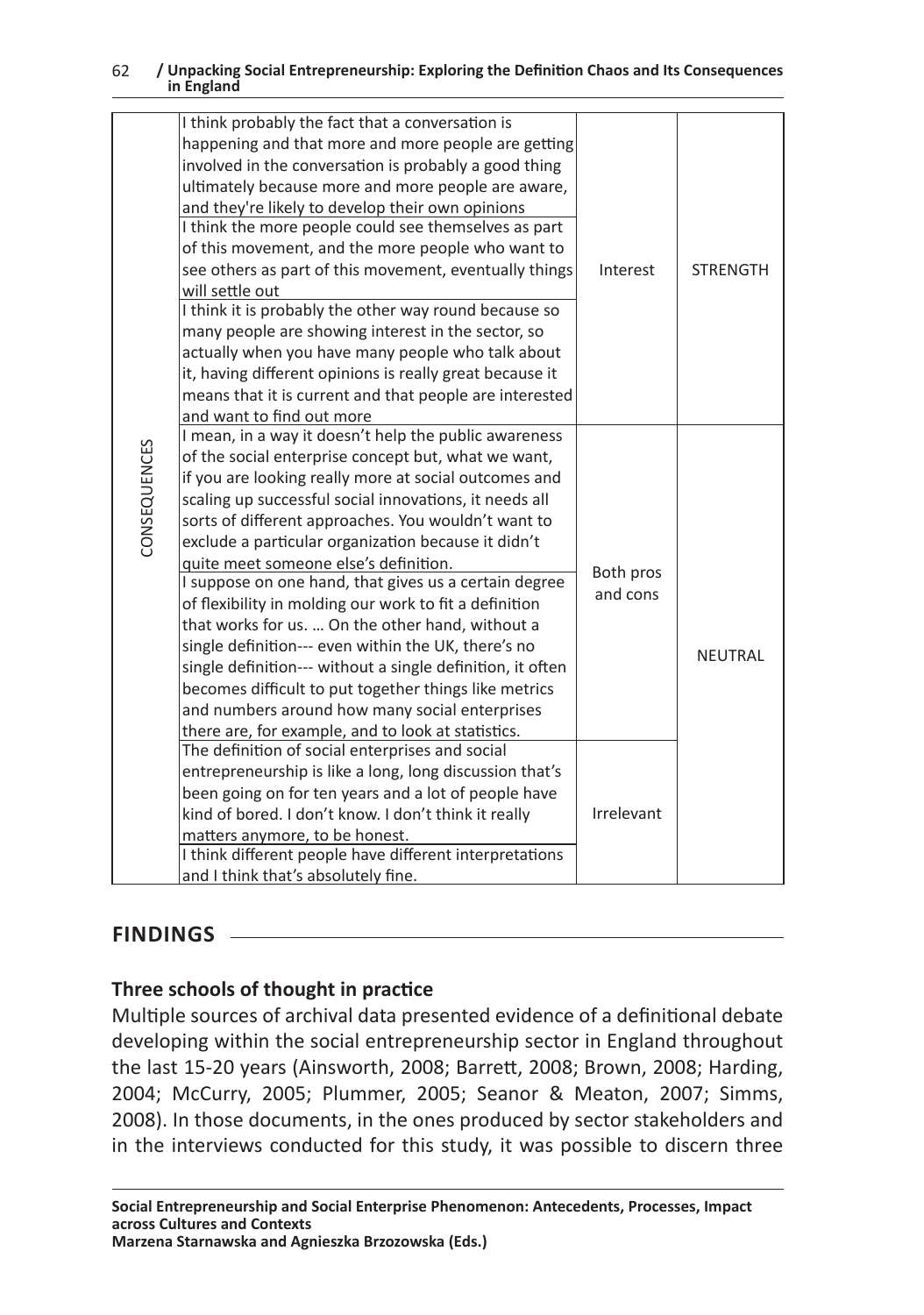| | | | |
|---|---|---|---|
| CONSEQUENCES | I think probably the fact that a conversation is happening and that more and more people are getting involved in the conversation is probably a good thing ultimately because more and more people are aware, and they're likely to develop their own opinions | Interest | STRENGTH |
| | I think the more people could see themselves as part of this movement, and the more people who want to see others as part of this movement, eventually things will settle out | | |
| | I think it is probably the other way round because so many people are showing interest in the sector, so actually when you have many people who talk about it, having different opinions is really great because it means that it is current and that people are interested and want to find out more | | |
| | I mean, in a way it doesn't help the public awareness of the social enterprise concept but, what we want, if you are looking really more at social outcomes and scaling up successful social innovations, it needs all sorts of different approaches. You wouldn't want to exclude a particular organization because it didn't quite meet someone else's definition. | Both pros and cons | NEUTRAL |
| | I suppose on one hand, that gives us a certain degree of flexibility in molding our work to fit a definition that works for us. … On the other hand, without a single definition--- even within the UK, there's no single definition--- without a single definition, it often becomes difficult to put together things like metrics and numbers around how many social enterprises there are, for example, and to look at statistics. | | |
| | The definition of social enterprises and social entrepreneurship is like a long, long discussion that's been going on for ten years and a lot of people have kind of bored. I don't know. I don't think it really matters anymore, to be honest. | Irrelevant | |
| | I think different people have different interpretations and I think that's absolutely fine. | | |

## FINDINGS

### Three schools of thought in practice

Multiple sources of archival data presented evidence of a definitional debate developing within the social entrepreneurship sector in England throughout the last 15-20 years (Ainsworth, 2008; Barrett, 2008; Brown, 2008; Harding, 2004; McCurry, 2005; Plummer, 2005; Seanor & Meaton, 2007; Simms, 2008). In those documents, in the ones produced by sector stakeholders and in the interviews conducted for this study, it was possible to discern three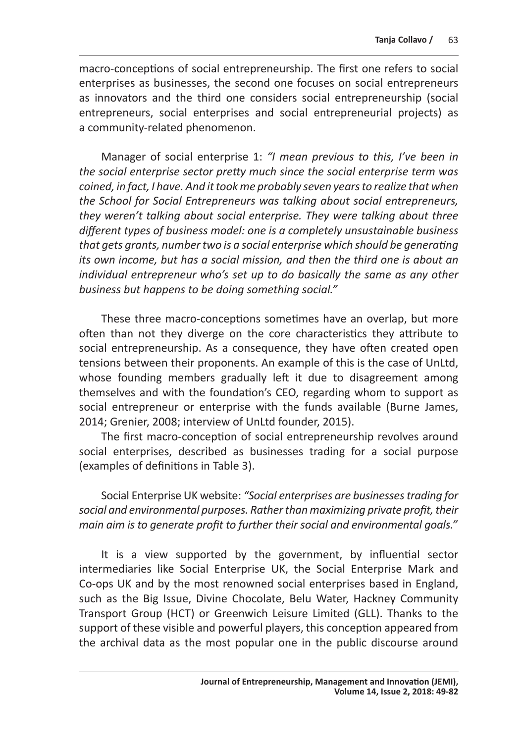macro-conceptions of social entrepreneurship. The first one refers to social enterprises as businesses, the second one focuses on social entrepreneurs as innovators and the third one considers social entrepreneurship (social entrepreneurs, social enterprises and social entrepreneurial projects) as a community-related phenomenon.

Manager of social enterprise 1: *"I mean previous to this, I've been in the social enterprise sector pretty much since the social enterprise term was coined, in fact, I have. And it took me probably seven years to realize that when the School for Social Entrepreneurs was talking about social entrepreneurs, they weren't talking about social enterprise. They were talking about three different types of business model: one is a completely unsustainable business that gets grants, number two is a social enterprise which should be generating its own income, but has a social mission, and then the third one is about an individual entrepreneur who's set up to do basically the same as any other business but happens to be doing something social."*

These three macro-conceptions sometimes have an overlap, but more often than not they diverge on the core characteristics they attribute to social entrepreneurship. As a consequence, they have often created open tensions between their proponents. An example of this is the case of UnLtd, whose founding members gradually left it due to disagreement among themselves and with the foundation's CEO, regarding whom to support as social entrepreneur or enterprise with the funds available (Burne James, 2014; Grenier, 2008; interview of UnLtd founder, 2015).

The first macro-conception of social entrepreneurship revolves around social enterprises, described as businesses trading for a social purpose (examples of definitions in Table 3).

Social Enterprise UK website: *"Social enterprises are businesses trading for social and environmental purposes. Rather than maximizing private profit, their main aim is to generate profit to further their social and environmental goals."*

It is a view supported by the government, by influential sector intermediaries like Social Enterprise UK, the Social Enterprise Mark and Co-ops UK and by the most renowned social enterprises based in England, such as the Big Issue, Divine Chocolate, Belu Water, Hackney Community Transport Group (HCT) or Greenwich Leisure Limited (GLL). Thanks to the support of these visible and powerful players, this conception appeared from the archival data as the most popular one in the public discourse around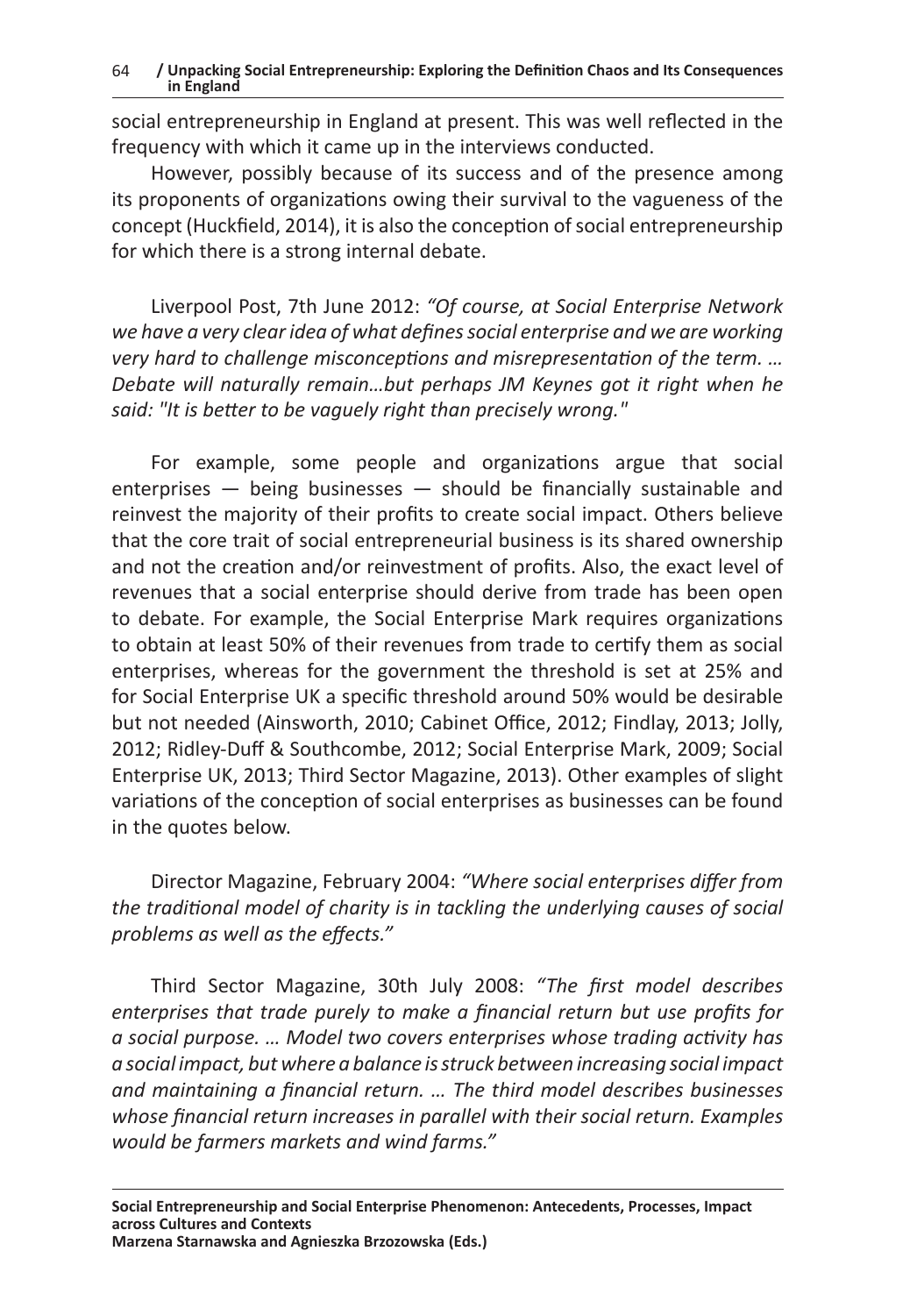social entrepreneurship in England at present. This was well reflected in the frequency with which it came up in the interviews conducted.

However, possibly because of its success and of the presence among its proponents of organizations owing their survival to the vagueness of the concept (Huckfield, 2014), it is also the conception of social entrepreneurship for which there is a strong internal debate.

Liverpool Post, 7th June 2012: *"Of course, at Social Enterprise Network we have a very clear idea of what defines social enterprise and we are working very hard to challenge misconceptions and misrepresentation of the term. … Debate will naturally remain…but perhaps JM Keynes got it right when he said: "It is better to be vaguely right than precisely wrong."*

For example, some people and organizations argue that social enterprises — being businesses — should be financially sustainable and reinvest the majority of their profits to create social impact. Others believe that the core trait of social entrepreneurial business is its shared ownership and not the creation and/or reinvestment of profits. Also, the exact level of revenues that a social enterprise should derive from trade has been open to debate. For example, the Social Enterprise Mark requires organizations to obtain at least 50% of their revenues from trade to certify them as social enterprises, whereas for the government the threshold is set at 25% and for Social Enterprise UK a specific threshold around 50% would be desirable but not needed (Ainsworth, 2010; Cabinet Office, 2012; Findlay, 2013; Jolly, 2012; Ridley-Duff & Southcombe, 2012; Social Enterprise Mark, 2009; Social Enterprise UK, 2013; Third Sector Magazine, 2013). Other examples of slight variations of the conception of social enterprises as businesses can be found in the quotes below.

Director Magazine, February 2004: *"Where social enterprises differ from the traditional model of charity is in tackling the underlying causes of social problems as well as the effects."*

Third Sector Magazine, 30th July 2008: *"The first model describes enterprises that trade purely to make a financial return but use profits for a social purpose. … Model two covers enterprises whose trading activity has a social impact, but where a balance is struck between increasing social impact and maintaining a financial return. … The third model describes businesses whose financial return increases in parallel with their social return. Examples would be farmers markets and wind farms."*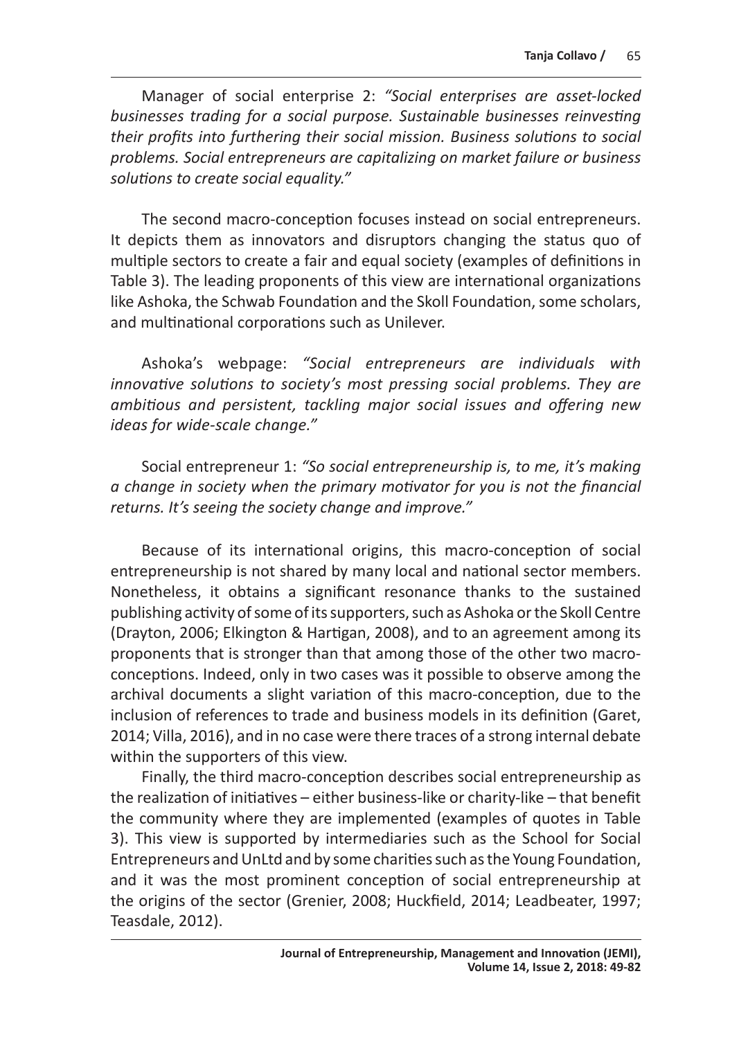Manager of social enterprise 2: *"Social enterprises are asset-locked businesses trading for a social purpose. Sustainable businesses reinvesting their profits into furthering their social mission. Business solutions to social problems. Social entrepreneurs are capitalizing on market failure or business solutions to create social equality."*

The second macro-conception focuses instead on social entrepreneurs. It depicts them as innovators and disruptors changing the status quo of multiple sectors to create a fair and equal society (examples of definitions in Table 3). The leading proponents of this view are international organizations like Ashoka, the Schwab Foundation and the Skoll Foundation, some scholars, and multinational corporations such as Unilever.

Ashoka's webpage: *"Social entrepreneurs are individuals with innovative solutions to society's most pressing social problems. They are ambitious and persistent, tackling major social issues and offering new ideas for wide-scale change."*

Social entrepreneur 1: *"So social entrepreneurship is, to me, it's making a change in society when the primary motivator for you is not the financial returns. It's seeing the society change and improve."*

Because of its international origins, this macro-conception of social entrepreneurship is not shared by many local and national sector members. Nonetheless, it obtains a significant resonance thanks to the sustained publishing activity of some of its supporters, such as Ashoka or the Skoll Centre (Drayton, 2006; Elkington & Hartigan, 2008), and to an agreement among its proponents that is stronger than that among those of the other two macro-conceptions. Indeed, only in two cases was it possible to observe among the archival documents a slight variation of this macro-conception, due to the inclusion of references to trade and business models in its definition (Garet, 2014; Villa, 2016), and in no case were there traces of a strong internal debate within the supporters of this view.

Finally, the third macro-conception describes social entrepreneurship as the realization of initiatives – either business-like or charity-like – that benefit the community where they are implemented (examples of quotes in Table 3). This view is supported by intermediaries such as the School for Social Entrepreneurs and UnLtd and by some charities such as the Young Foundation, and it was the most prominent conception of social entrepreneurship at the origins of the sector (Grenier, 2008; Huckfield, 2014; Leadbeater, 1997; Teasdale, 2012).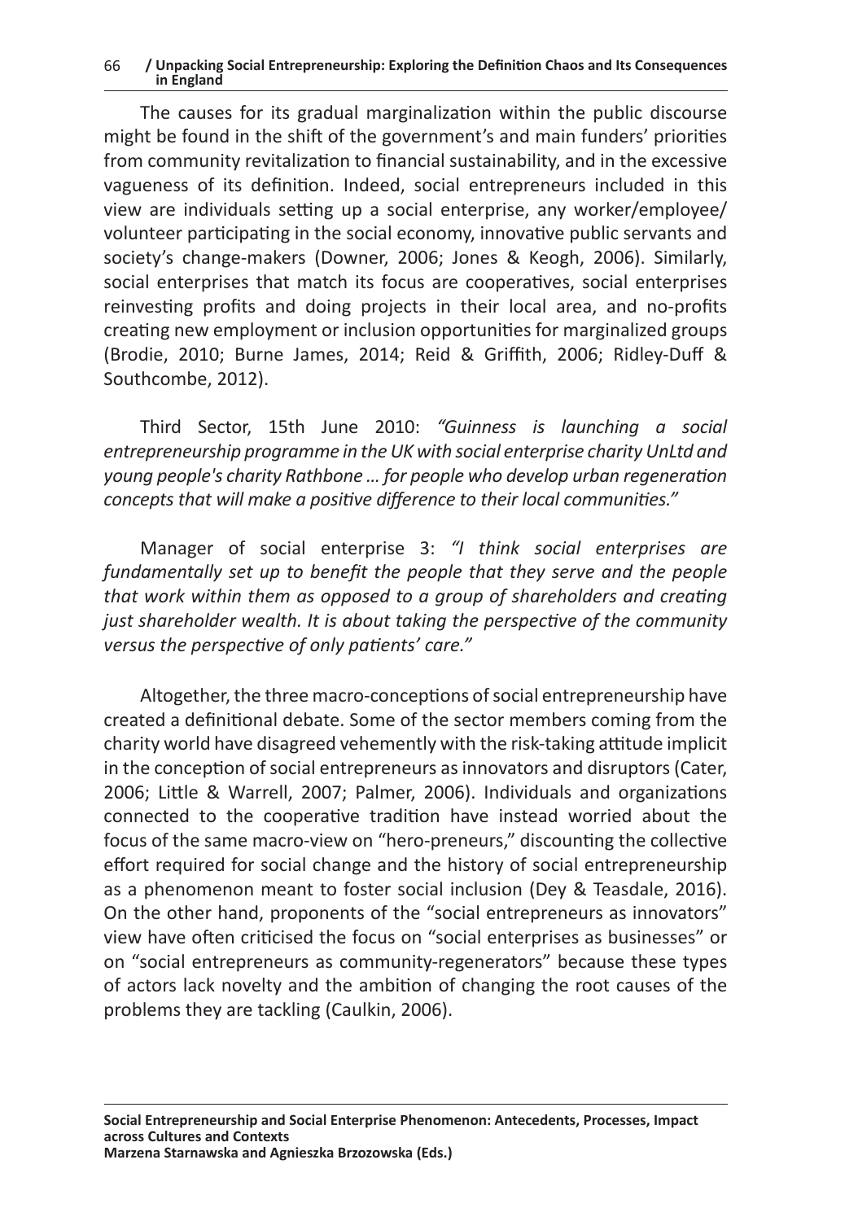The causes for its gradual marginalization within the public discourse might be found in the shift of the government's and main funders' priorities from community revitalization to financial sustainability, and in the excessive vagueness of its definition. Indeed, social entrepreneurs included in this view are individuals setting up a social enterprise, any worker/employee/volunteer participating in the social economy, innovative public servants and society's change-makers (Downer, 2006; Jones & Keogh, 2006). Similarly, social enterprises that match its focus are cooperatives, social enterprises reinvesting profits and doing projects in their local area, and no-profits creating new employment or inclusion opportunities for marginalized groups (Brodie, 2010; Burne James, 2014; Reid & Griffith, 2006; Ridley-Duff & Southcombe, 2012).

Third Sector, 15th June 2010: *"Guinness is launching a social entrepreneurship programme in the UK with social enterprise charity UnLtd and young people's charity Rathbone … for people who develop urban regeneration concepts that will make a positive difference to their local communities."*

Manager of social enterprise 3: *"I think social enterprises are fundamentally set up to benefit the people that they serve and the people that work within them as opposed to a group of shareholders and creating just shareholder wealth. It is about taking the perspective of the community versus the perspective of only patients' care."*

Altogether, the three macro-conceptions of social entrepreneurship have created a definitional debate. Some of the sector members coming from the charity world have disagreed vehemently with the risk-taking attitude implicit in the conception of social entrepreneurs as innovators and disruptors (Cater, 2006; Little & Warrell, 2007; Palmer, 2006). Individuals and organizations connected to the cooperative tradition have instead worried about the focus of the same macro-view on "hero-preneurs," discounting the collective effort required for social change and the history of social entrepreneurship as a phenomenon meant to foster social inclusion (Dey & Teasdale, 2016). On the other hand, proponents of the "social entrepreneurs as innovators" view have often criticised the focus on "social enterprises as businesses" or on "social entrepreneurs as community-regenerators" because these types of actors lack novelty and the ambition of changing the root causes of the problems they are tackling (Caulkin, 2006).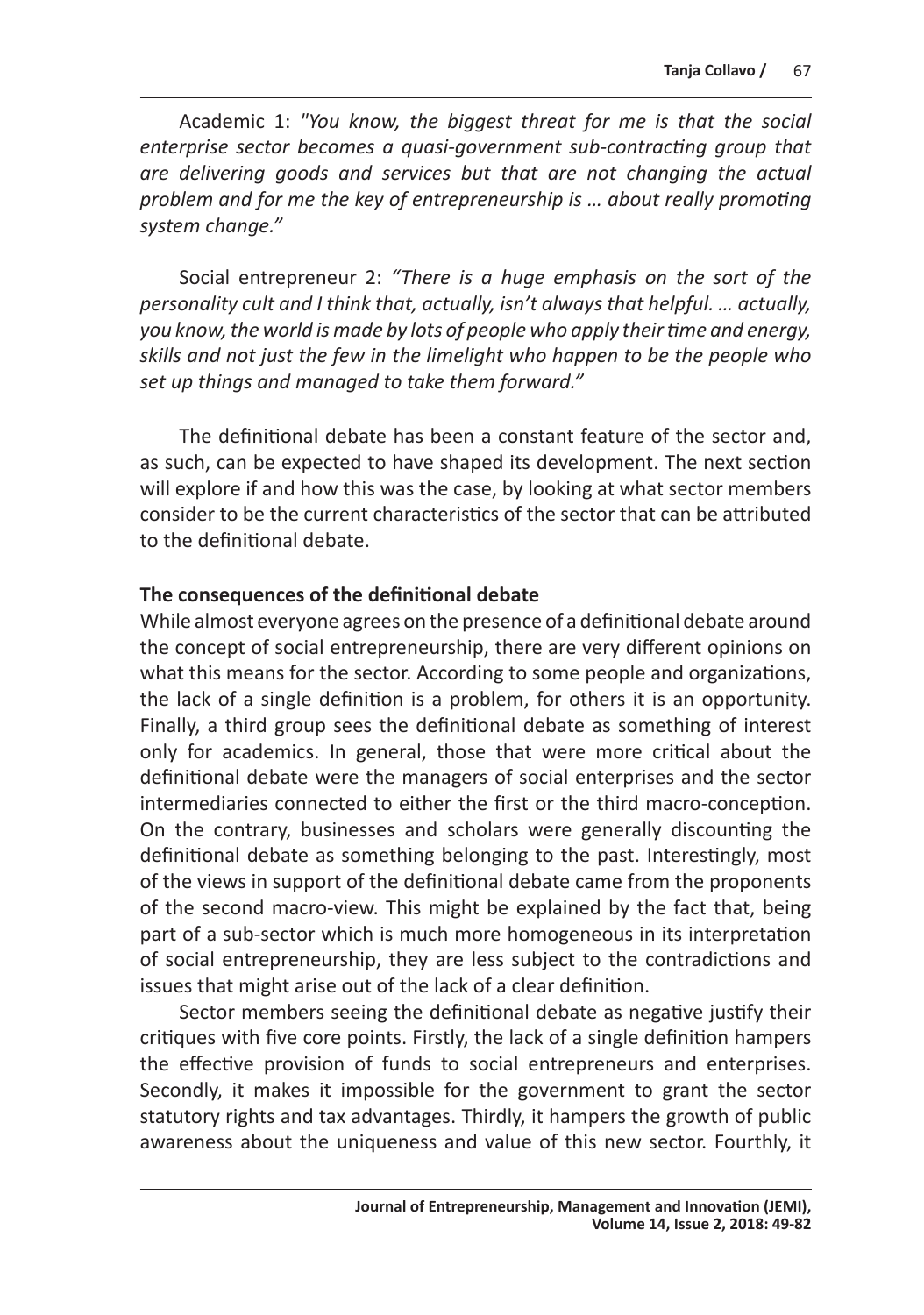Academic 1: "*You know, the biggest threat for me is that the social enterprise sector becomes a quasi-government sub-contracting group that are delivering goods and services but that are not changing the actual problem and for me the key of entrepreneurship is … about really promoting system change.*"

Social entrepreneur 2: *"There is a huge emphasis on the sort of the personality cult and I think that, actually, isn't always that helpful. … actually, you know, the world is made by lots of people who apply their time and energy, skills and not just the few in the limelight who happen to be the people who set up things and managed to take them forward."*

The definitional debate has been a constant feature of the sector and, as such, can be expected to have shaped its development. The next section will explore if and how this was the case, by looking at what sector members consider to be the current characteristics of the sector that can be attributed to the definitional debate.

**The consequences of the definitional debate**

While almost everyone agrees on the presence of a definitional debate around the concept of social entrepreneurship, there are very different opinions on what this means for the sector. According to some people and organizations, the lack of a single definition is a problem, for others it is an opportunity. Finally, a third group sees the definitional debate as something of interest only for academics. In general, those that were more critical about the definitional debate were the managers of social enterprises and the sector intermediaries connected to either the first or the third macro-conception. On the contrary, businesses and scholars were generally discounting the definitional debate as something belonging to the past. Interestingly, most of the views in support of the definitional debate came from the proponents of the second macro-view. This might be explained by the fact that, being part of a sub-sector which is much more homogeneous in its interpretation of social entrepreneurship, they are less subject to the contradictions and issues that might arise out of the lack of a clear definition.

Sector members seeing the definitional debate as negative justify their critiques with five core points. Firstly, the lack of a single definition hampers the effective provision of funds to social entrepreneurs and enterprises. Secondly, it makes it impossible for the government to grant the sector statutory rights and tax advantages. Thirdly, it hampers the growth of public awareness about the uniqueness and value of this new sector. Fourthly, it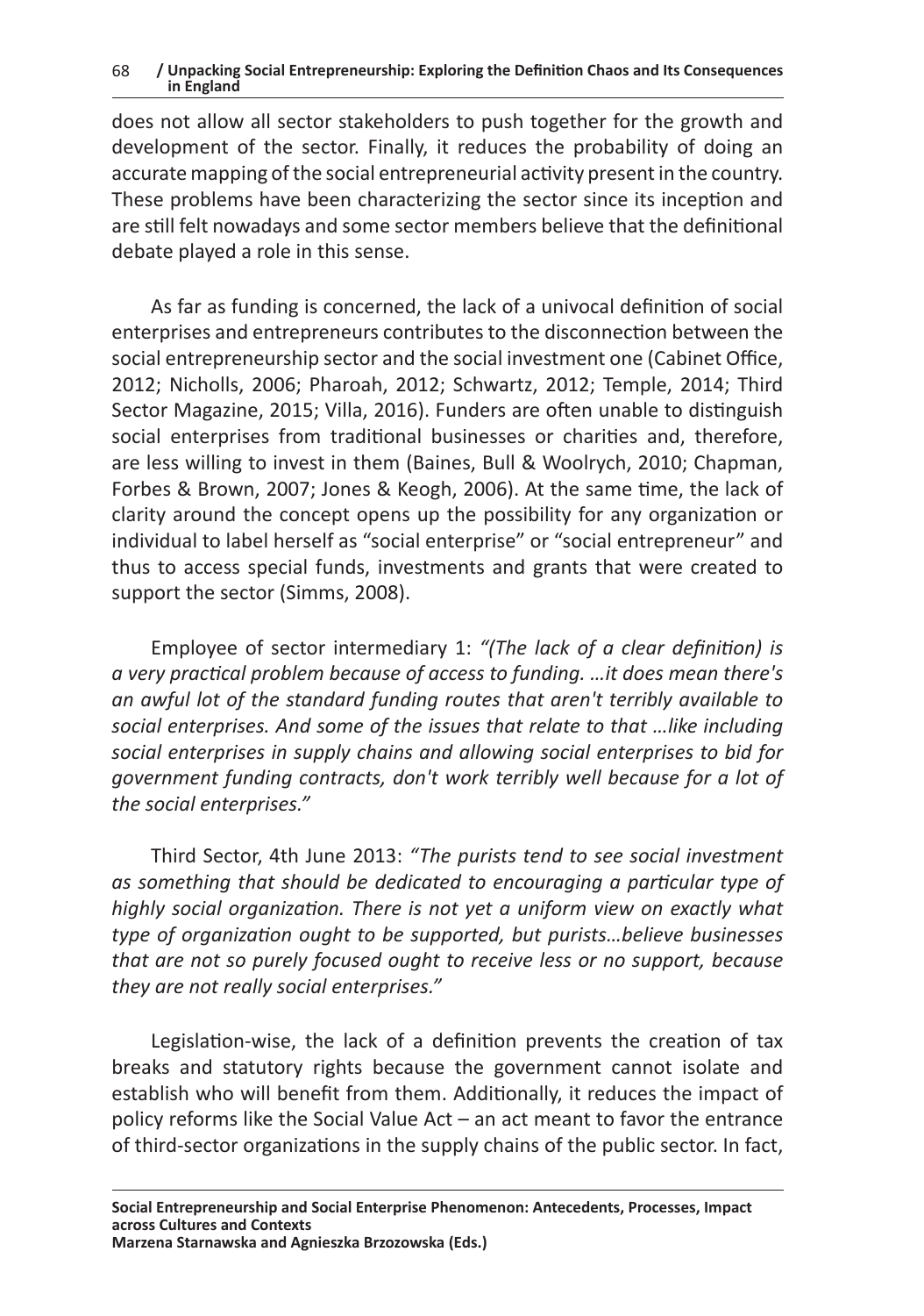does not allow all sector stakeholders to push together for the growth and development of the sector. Finally, it reduces the probability of doing an accurate mapping of the social entrepreneurial activity present in the country. These problems have been characterizing the sector since its inception and are still felt nowadays and some sector members believe that the definitional debate played a role in this sense.

As far as funding is concerned, the lack of a univocal definition of social enterprises and entrepreneurs contributes to the disconnection between the social entrepreneurship sector and the social investment one (Cabinet Office, 2012; Nicholls, 2006; Pharoah, 2012; Schwartz, 2012; Temple, 2014; Third Sector Magazine, 2015; Villa, 2016). Funders are often unable to distinguish social enterprises from traditional businesses or charities and, therefore, are less willing to invest in them (Baines, Bull & Woolrych, 2010; Chapman, Forbes & Brown, 2007; Jones & Keogh, 2006). At the same time, the lack of clarity around the concept opens up the possibility for any organization or individual to label herself as "social enterprise" or "social entrepreneur" and thus to access special funds, investments and grants that were created to support the sector (Simms, 2008).

Employee of sector intermediary 1: *"(The lack of a clear definition) is a very practical problem because of access to funding. …it does mean there's an awful lot of the standard funding routes that aren't terribly available to social enterprises. And some of the issues that relate to that …like including social enterprises in supply chains and allowing social enterprises to bid for government funding contracts, don't work terribly well because for a lot of the social enterprises."*

Third Sector, 4th June 2013: *"The purists tend to see social investment as something that should be dedicated to encouraging a particular type of highly social organization. There is not yet a uniform view on exactly what type of organization ought to be supported, but purists…believe businesses that are not so purely focused ought to receive less or no support, because they are not really social enterprises."*

Legislation-wise, the lack of a definition prevents the creation of tax breaks and statutory rights because the government cannot isolate and establish who will benefit from them. Additionally, it reduces the impact of policy reforms like the Social Value Act – an act meant to favor the entrance of third-sector organizations in the supply chains of the public sector. In fact,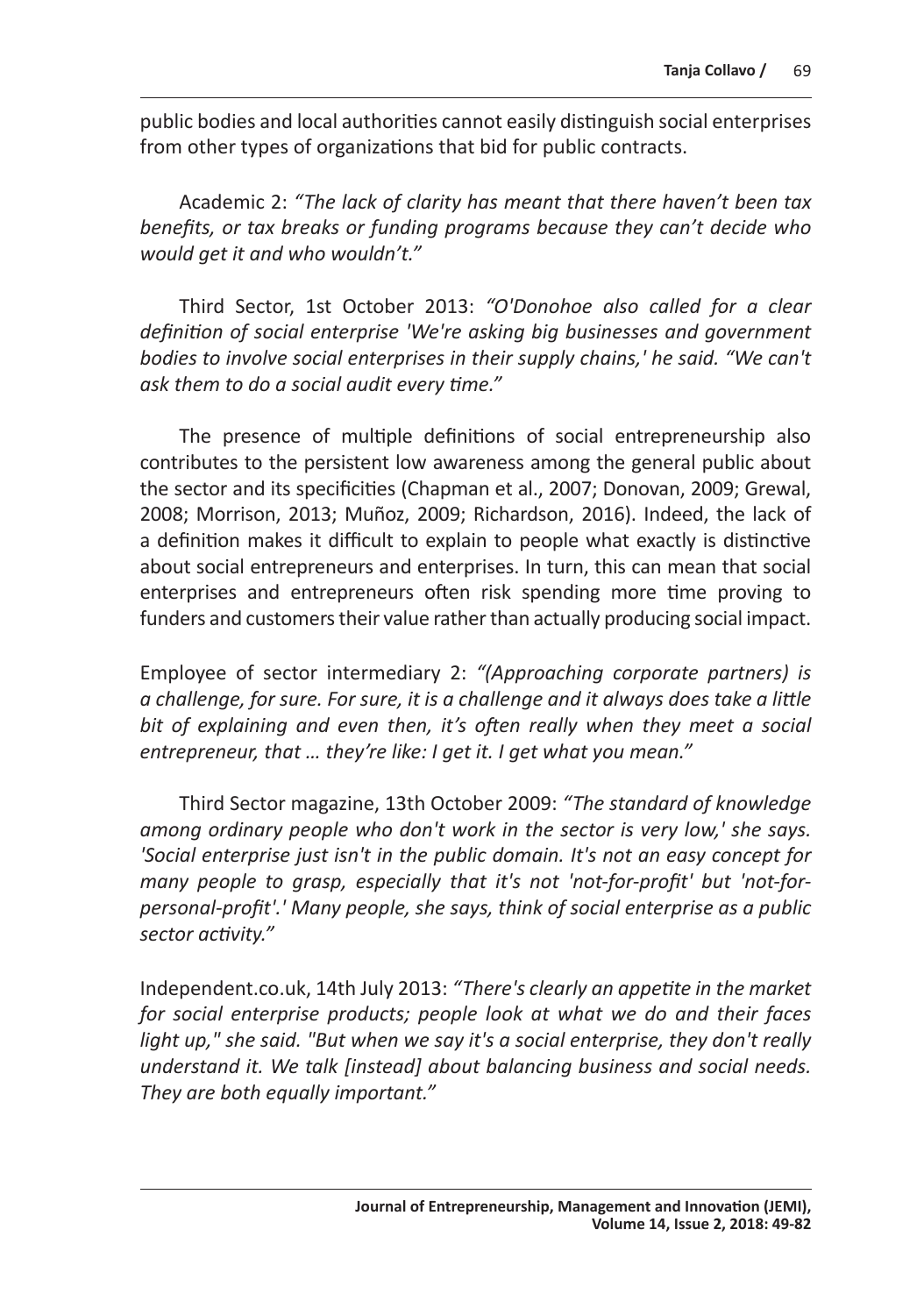public bodies and local authorities cannot easily distinguish social enterprises from other types of organizations that bid for public contracts.

Academic 2: *"The lack of clarity has meant that there haven't been tax benefits, or tax breaks or funding programs because they can't decide who would get it and who wouldn't."*

Third Sector, 1st October 2013: *"O'Donohoe also called for a clear definition of social enterprise 'We're asking big businesses and government bodies to involve social enterprises in their supply chains,' he said. "We can't ask them to do a social audit every time."*

The presence of multiple definitions of social entrepreneurship also contributes to the persistent low awareness among the general public about the sector and its specificities (Chapman et al., 2007; Donovan, 2009; Grewal, 2008; Morrison, 2013; Muñoz, 2009; Richardson, 2016). Indeed, the lack of a definition makes it difficult to explain to people what exactly is distinctive about social entrepreneurs and enterprises. In turn, this can mean that social enterprises and entrepreneurs often risk spending more time proving to funders and customers their value rather than actually producing social impact.

Employee of sector intermediary 2: *"(Approaching corporate partners) is a challenge, for sure. For sure, it is a challenge and it always does take a little bit of explaining and even then, it's often really when they meet a social entrepreneur, that … they're like: I get it. I get what you mean."*

Third Sector magazine, 13th October 2009: *"The standard of knowledge among ordinary people who don't work in the sector is very low,' she says. 'Social enterprise just isn't in the public domain. It's not an easy concept for many people to grasp, especially that it's not 'not-for-profit' but 'not-for-personal-profit'.' Many people, she says, think of social enterprise as a public sector activity."*

Independent.co.uk, 14th July 2013: *"There's clearly an appetite in the market for social enterprise products; people look at what we do and their faces light up," she said. "But when we say it's a social enterprise, they don't really understand it. We talk [instead] about balancing business and social needs. They are both equally important."*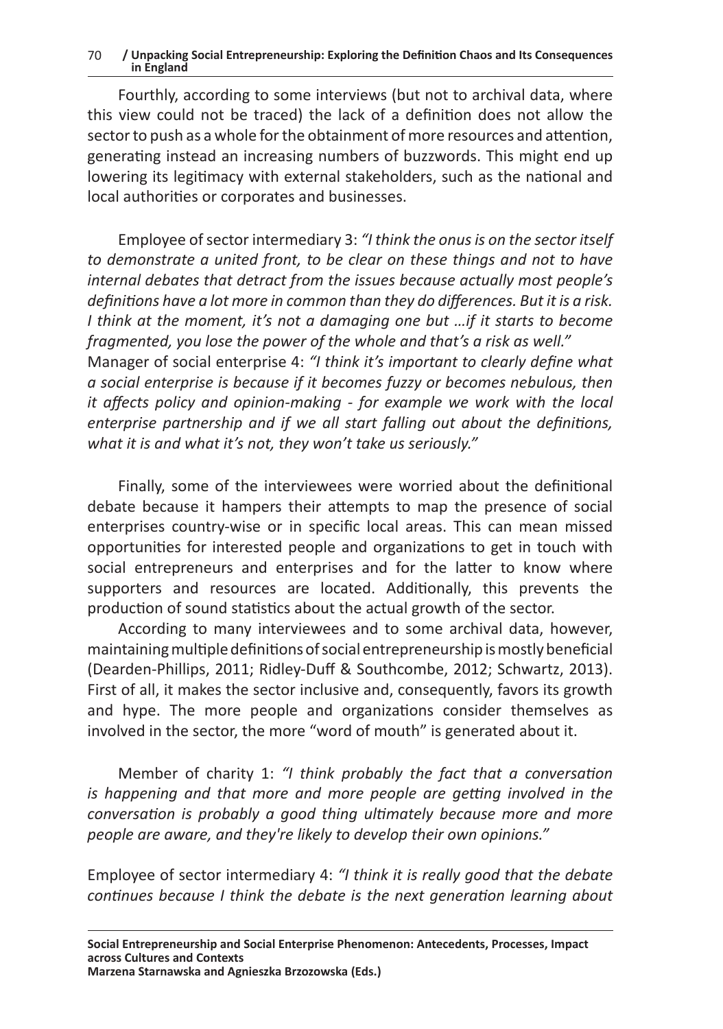Fourthly, according to some interviews (but not to archival data, where this view could not be traced) the lack of a definition does not allow the sector to push as a whole for the obtainment of more resources and attention, generating instead an increasing numbers of buzzwords. This might end up lowering its legitimacy with external stakeholders, such as the national and local authorities or corporates and businesses.

Employee of sector intermediary 3: *"I think the onus is on the sector itself to demonstrate a united front, to be clear on these things and not to have internal debates that detract from the issues because actually most people's definitions have a lot more in common than they do differences. But it is a risk. I think at the moment, it's not a damaging one but …if it starts to become fragmented, you lose the power of the whole and that's a risk as well."*
Manager of social enterprise 4: *"I think it's important to clearly define what a social enterprise is because if it becomes fuzzy or becomes nebulous, then it affects policy and opinion-making - for example we work with the local enterprise partnership and if we all start falling out about the definitions, what it is and what it's not, they won't take us seriously."*

Finally, some of the interviewees were worried about the definitional debate because it hampers their attempts to map the presence of social enterprises country-wise or in specific local areas. This can mean missed opportunities for interested people and organizations to get in touch with social entrepreneurs and enterprises and for the latter to know where supporters and resources are located. Additionally, this prevents the production of sound statistics about the actual growth of the sector.

According to many interviewees and to some archival data, however, maintaining multiple definitions of social entrepreneurship is mostly beneficial (Dearden-Phillips, 2011; Ridley-Duff & Southcombe, 2012; Schwartz, 2013). First of all, it makes the sector inclusive and, consequently, favors its growth and hype. The more people and organizations consider themselves as involved in the sector, the more "word of mouth" is generated about it.

Member of charity 1: *"I think probably the fact that a conversation is happening and that more and more people are getting involved in the conversation is probably a good thing ultimately because more and more people are aware, and they're likely to develop their own opinions."*

Employee of sector intermediary 4: *"I think it is really good that the debate continues because I think the debate is the next generation learning about*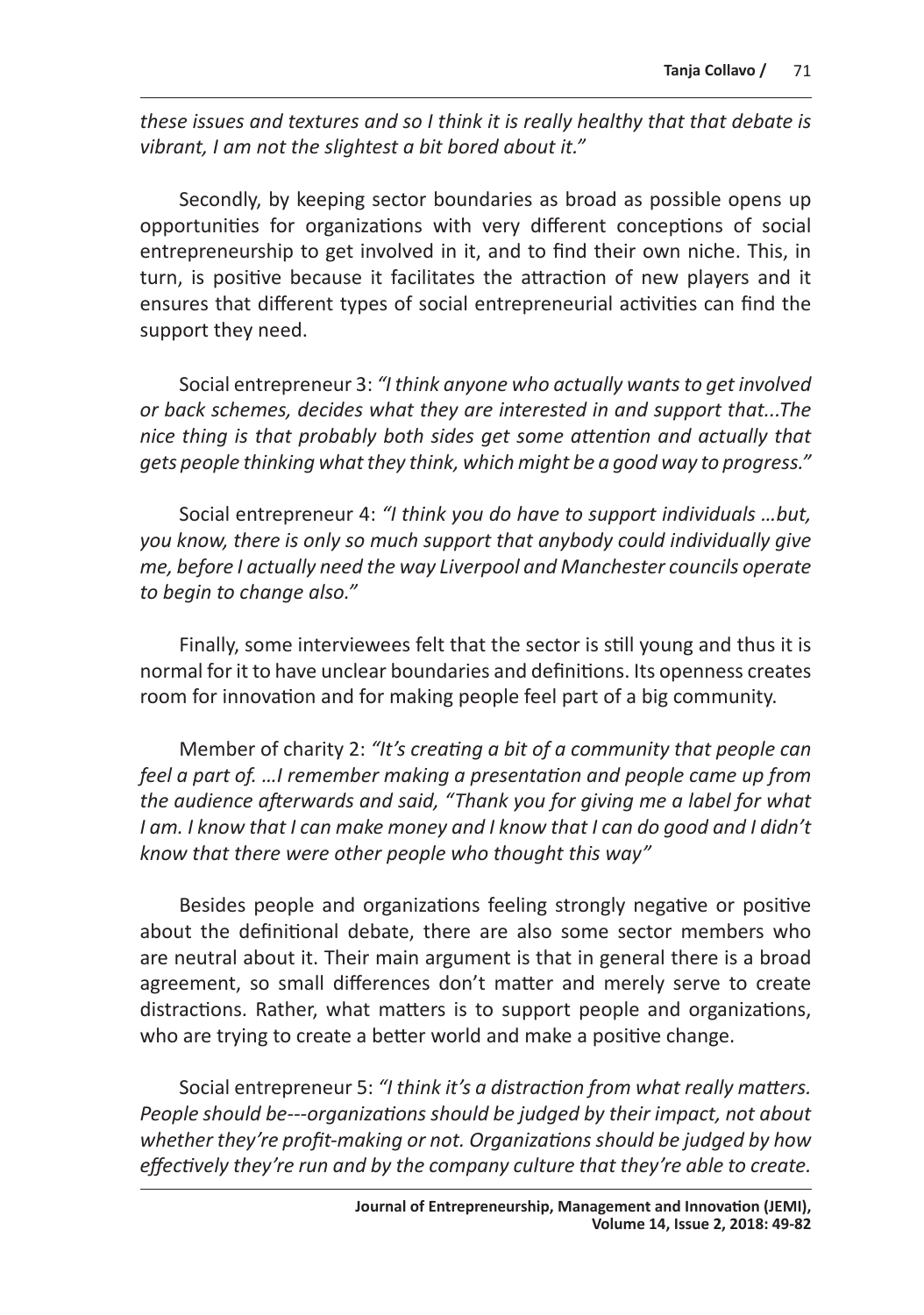*these issues and textures and so I think it is really healthy that that debate is vibrant, I am not the slightest a bit bored about it."*

Secondly, by keeping sector boundaries as broad as possible opens up opportunities for organizations with very different conceptions of social entrepreneurship to get involved in it, and to find their own niche. This, in turn, is positive because it facilitates the attraction of new players and it ensures that different types of social entrepreneurial activities can find the support they need.

Social entrepreneur 3: *"I think anyone who actually wants to get involved or back schemes, decides what they are interested in and support that...The nice thing is that probably both sides get some attention and actually that gets people thinking what they think, which might be a good way to progress."*

Social entrepreneur 4: *"I think you do have to support individuals …but, you know, there is only so much support that anybody could individually give me, before I actually need the way Liverpool and Manchester councils operate to begin to change also."*

Finally, some interviewees felt that the sector is still young and thus it is normal for it to have unclear boundaries and definitions. Its openness creates room for innovation and for making people feel part of a big community.

Member of charity 2: *"It's creating a bit of a community that people can feel a part of. …I remember making a presentation and people came up from the audience afterwards and said, "Thank you for giving me a label for what I am. I know that I can make money and I know that I can do good and I didn't know that there were other people who thought this way"*

Besides people and organizations feeling strongly negative or positive about the definitional debate, there are also some sector members who are neutral about it. Their main argument is that in general there is a broad agreement, so small differences don't matter and merely serve to create distractions. Rather, what matters is to support people and organizations, who are trying to create a better world and make a positive change.

Social entrepreneur 5: *"I think it's a distraction from what really matters. People should be---organizations should be judged by their impact, not about whether they're profit-making or not. Organizations should be judged by how effectively they're run and by the company culture that they're able to create.*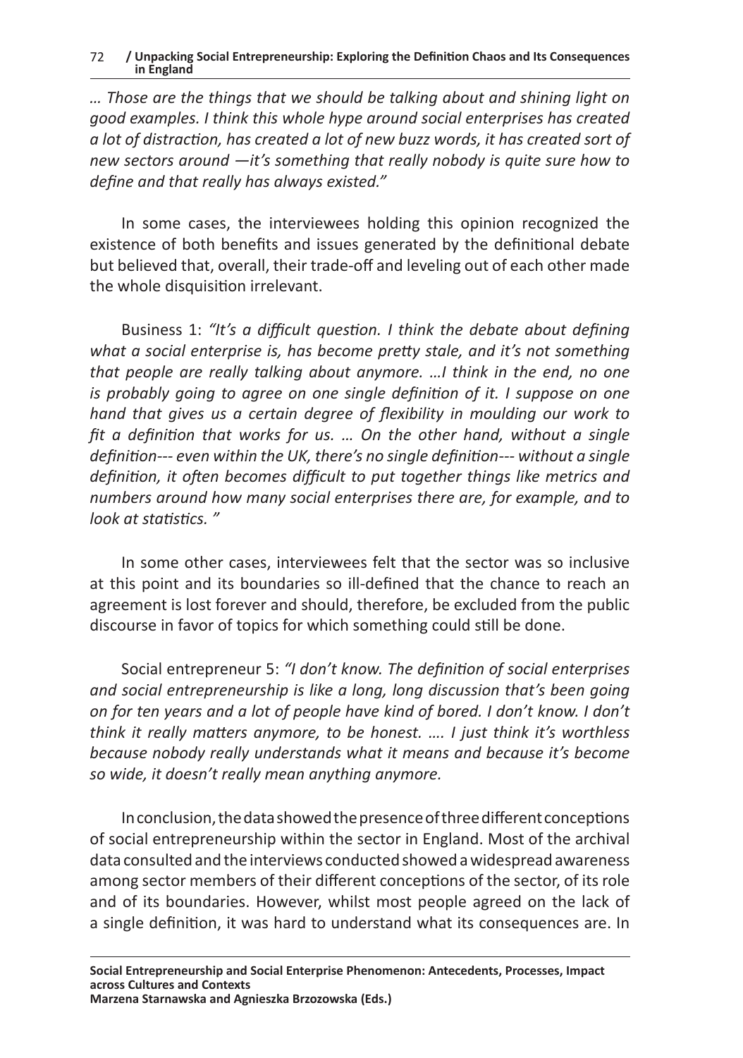*… Those are the things that we should be talking about and shining light on good examples. I think this whole hype around social enterprises has created a lot of distraction, has created a lot of new buzz words, it has created sort of new sectors around —it's something that really nobody is quite sure how to define and that really has always existed."*

In some cases, the interviewees holding this opinion recognized the existence of both benefits and issues generated by the definitional debate but believed that, overall, their trade-off and leveling out of each other made the whole disquisition irrelevant.

Business 1: *"It's a difficult question. I think the debate about defining what a social enterprise is, has become pretty stale, and it's not something that people are really talking about anymore. …I think in the end, no one is probably going to agree on one single definition of it. I suppose on one hand that gives us a certain degree of flexibility in moulding our work to fit a definition that works for us. … On the other hand, without a single definition--- even within the UK, there's no single definition--- without a single definition, it often becomes difficult to put together things like metrics and numbers around how many social enterprises there are, for example, and to look at statistics. "*

In some other cases, interviewees felt that the sector was so inclusive at this point and its boundaries so ill-defined that the chance to reach an agreement is lost forever and should, therefore, be excluded from the public discourse in favor of topics for which something could still be done.

Social entrepreneur 5: *"I don't know. The definition of social enterprises and social entrepreneurship is like a long, long discussion that's been going on for ten years and a lot of people have kind of bored. I don't know. I don't think it really matters anymore, to be honest. …. I just think it's worthless because nobody really understands what it means and because it's become so wide, it doesn't really mean anything anymore.*

In conclusion, the data showed the presence of three different conceptions of social entrepreneurship within the sector in England. Most of the archival data consulted and the interviews conducted showed a widespread awareness among sector members of their different conceptions of the sector, of its role and of its boundaries. However, whilst most people agreed on the lack of a single definition, it was hard to understand what its consequences are. In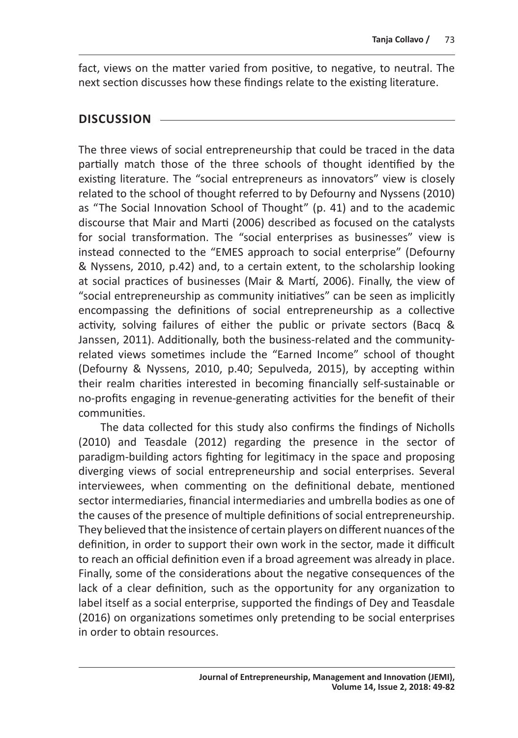fact, views on the matter varied from positive, to negative, to neutral. The next section discusses how these findings relate to the existing literature.

## DISCUSSION

The three views of social entrepreneurship that could be traced in the data partially match those of the three schools of thought identified by the existing literature. The "social entrepreneurs as innovators" view is closely related to the school of thought referred to by Defourny and Nyssens (2010) as "The Social Innovation School of Thought" (p. 41) and to the academic discourse that Mair and Marti (2006) described as focused on the catalysts for social transformation. The "social enterprises as businesses" view is instead connected to the "EMES approach to social enterprise" (Defourny & Nyssens, 2010, p.42) and, to a certain extent, to the scholarship looking at social practices of businesses (Mair & Martí, 2006). Finally, the view of "social entrepreneurship as community initiatives" can be seen as implicitly encompassing the definitions of social entrepreneurship as a collective activity, solving failures of either the public or private sectors (Bacq & Janssen, 2011). Additionally, both the business-related and the community-related views sometimes include the "Earned Income" school of thought (Defourny & Nyssens, 2010, p.40; Sepulveda, 2015), by accepting within their realm charities interested in becoming financially self-sustainable or no-profits engaging in revenue-generating activities for the benefit of their communities.

The data collected for this study also confirms the findings of Nicholls (2010) and Teasdale (2012) regarding the presence in the sector of paradigm-building actors fighting for legitimacy in the space and proposing diverging views of social entrepreneurship and social enterprises. Several interviewees, when commenting on the definitional debate, mentioned sector intermediaries, financial intermediaries and umbrella bodies as one of the causes of the presence of multiple definitions of social entrepreneurship. They believed that the insistence of certain players on different nuances of the definition, in order to support their own work in the sector, made it difficult to reach an official definition even if a broad agreement was already in place. Finally, some of the considerations about the negative consequences of the lack of a clear definition, such as the opportunity for any organization to label itself as a social enterprise, supported the findings of Dey and Teasdale (2016) on organizations sometimes only pretending to be social enterprises in order to obtain resources.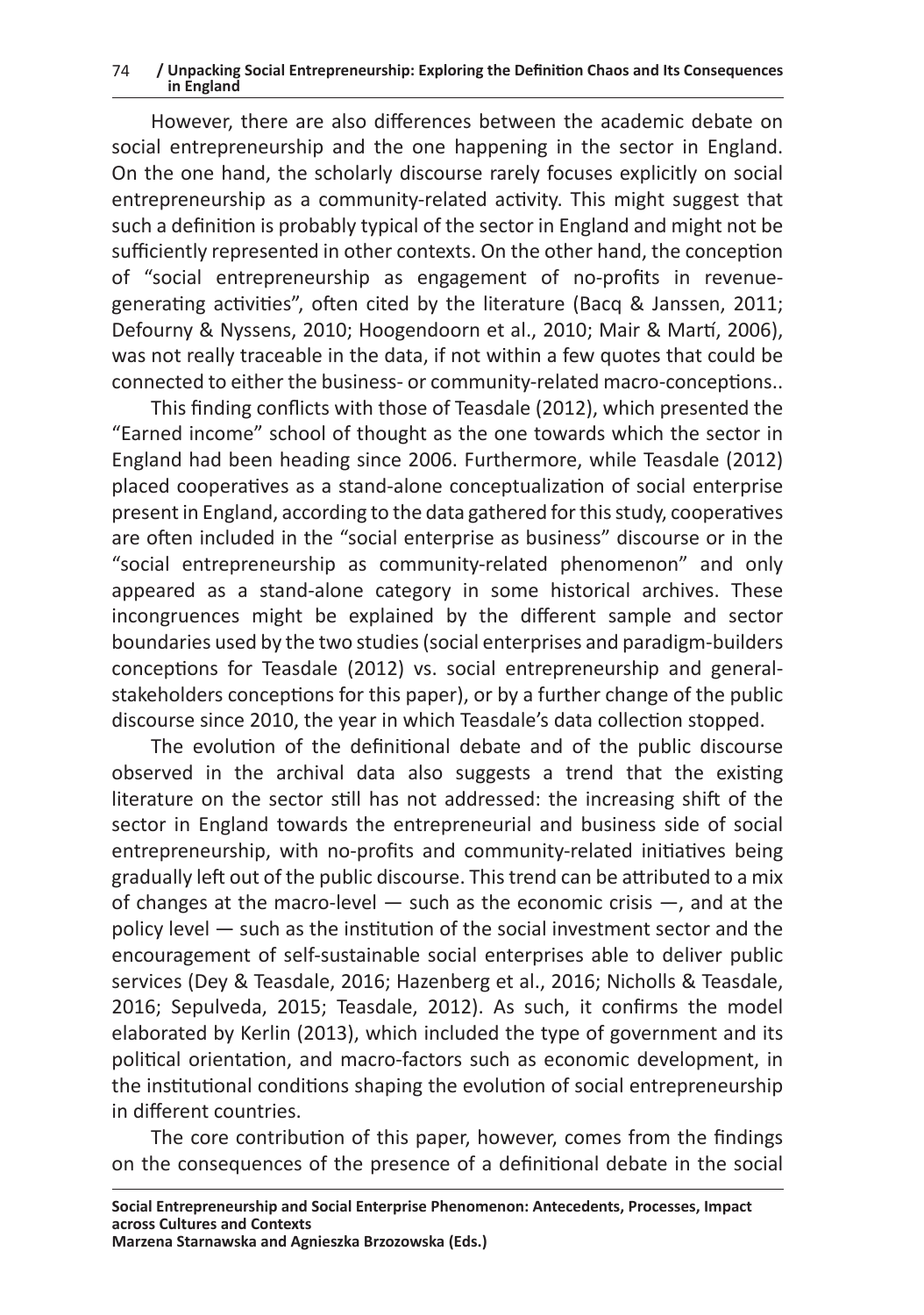However, there are also differences between the academic debate on social entrepreneurship and the one happening in the sector in England. On the one hand, the scholarly discourse rarely focuses explicitly on social entrepreneurship as a community-related activity. This might suggest that such a definition is probably typical of the sector in England and might not be sufficiently represented in other contexts. On the other hand, the conception of "social entrepreneurship as engagement of no-profits in revenue-generating activities", often cited by the literature (Bacq & Janssen, 2011; Defourny & Nyssens, 2010; Hoogendoorn et al., 2010; Mair & Martí, 2006), was not really traceable in the data, if not within a few quotes that could be connected to either the business- or community-related macro-conceptions..

This finding conflicts with those of Teasdale (2012), which presented the "Earned income" school of thought as the one towards which the sector in England had been heading since 2006. Furthermore, while Teasdale (2012) placed cooperatives as a stand-alone conceptualization of social enterprise present in England, according to the data gathered for this study, cooperatives are often included in the "social enterprise as business" discourse or in the "social entrepreneurship as community-related phenomenon" and only appeared as a stand-alone category in some historical archives. These incongruences might be explained by the different sample and sector boundaries used by the two studies (social enterprises and paradigm-builders conceptions for Teasdale (2012) vs. social entrepreneurship and general-stakeholders conceptions for this paper), or by a further change of the public discourse since 2010, the year in which Teasdale's data collection stopped.

The evolution of the definitional debate and of the public discourse observed in the archival data also suggests a trend that the existing literature on the sector still has not addressed: the increasing shift of the sector in England towards the entrepreneurial and business side of social entrepreneurship, with no-profits and community-related initiatives being gradually left out of the public discourse. This trend can be attributed to a mix of changes at the macro-level — such as the economic crisis —, and at the policy level — such as the institution of the social investment sector and the encouragement of self-sustainable social enterprises able to deliver public services (Dey & Teasdale, 2016; Hazenberg et al., 2016; Nicholls & Teasdale, 2016; Sepulveda, 2015; Teasdale, 2012). As such, it confirms the model elaborated by Kerlin (2013), which included the type of government and its political orientation, and macro-factors such as economic development, in the institutional conditions shaping the evolution of social entrepreneurship in different countries.

The core contribution of this paper, however, comes from the findings on the consequences of the presence of a definitional debate in the social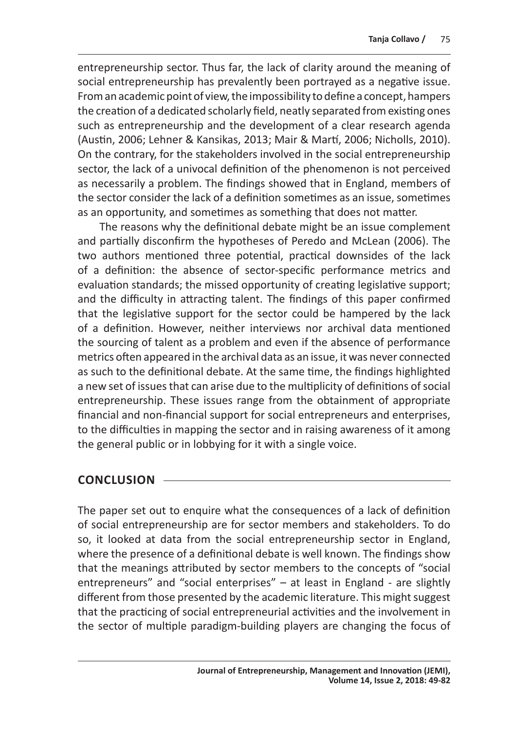entrepreneurship sector. Thus far, the lack of clarity around the meaning of social entrepreneurship has prevalently been portrayed as a negative issue. From an academic point of view, the impossibility to define a concept, hampers the creation of a dedicated scholarly field, neatly separated from existing ones such as entrepreneurship and the development of a clear research agenda (Austin, 2006; Lehner & Kansikas, 2013; Mair & Martí, 2006; Nicholls, 2010). On the contrary, for the stakeholders involved in the social entrepreneurship sector, the lack of a univocal definition of the phenomenon is not perceived as necessarily a problem. The findings showed that in England, members of the sector consider the lack of a definition sometimes as an issue, sometimes as an opportunity, and sometimes as something that does not matter.

The reasons why the definitional debate might be an issue complement and partially disconfirm the hypotheses of Peredo and McLean (2006). The two authors mentioned three potential, practical downsides of the lack of a definition: the absence of sector-specific performance metrics and evaluation standards; the missed opportunity of creating legislative support; and the difficulty in attracting talent. The findings of this paper confirmed that the legislative support for the sector could be hampered by the lack of a definition. However, neither interviews nor archival data mentioned the sourcing of talent as a problem and even if the absence of performance metrics often appeared in the archival data as an issue, it was never connected as such to the definitional debate. At the same time, the findings highlighted a new set of issues that can arise due to the multiplicity of definitions of social entrepreneurship. These issues range from the obtainment of appropriate financial and non-financial support for social entrepreneurs and enterprises, to the difficulties in mapping the sector and in raising awareness of it among the general public or in lobbying for it with a single voice.

## CONCLUSION

The paper set out to enquire what the consequences of a lack of definition of social entrepreneurship are for sector members and stakeholders. To do so, it looked at data from the social entrepreneurship sector in England, where the presence of a definitional debate is well known. The findings show that the meanings attributed by sector members to the concepts of "social entrepreneurs" and "social enterprises" – at least in England - are slightly different from those presented by the academic literature. This might suggest that the practicing of social entrepreneurial activities and the involvement in the sector of multiple paradigm-building players are changing the focus of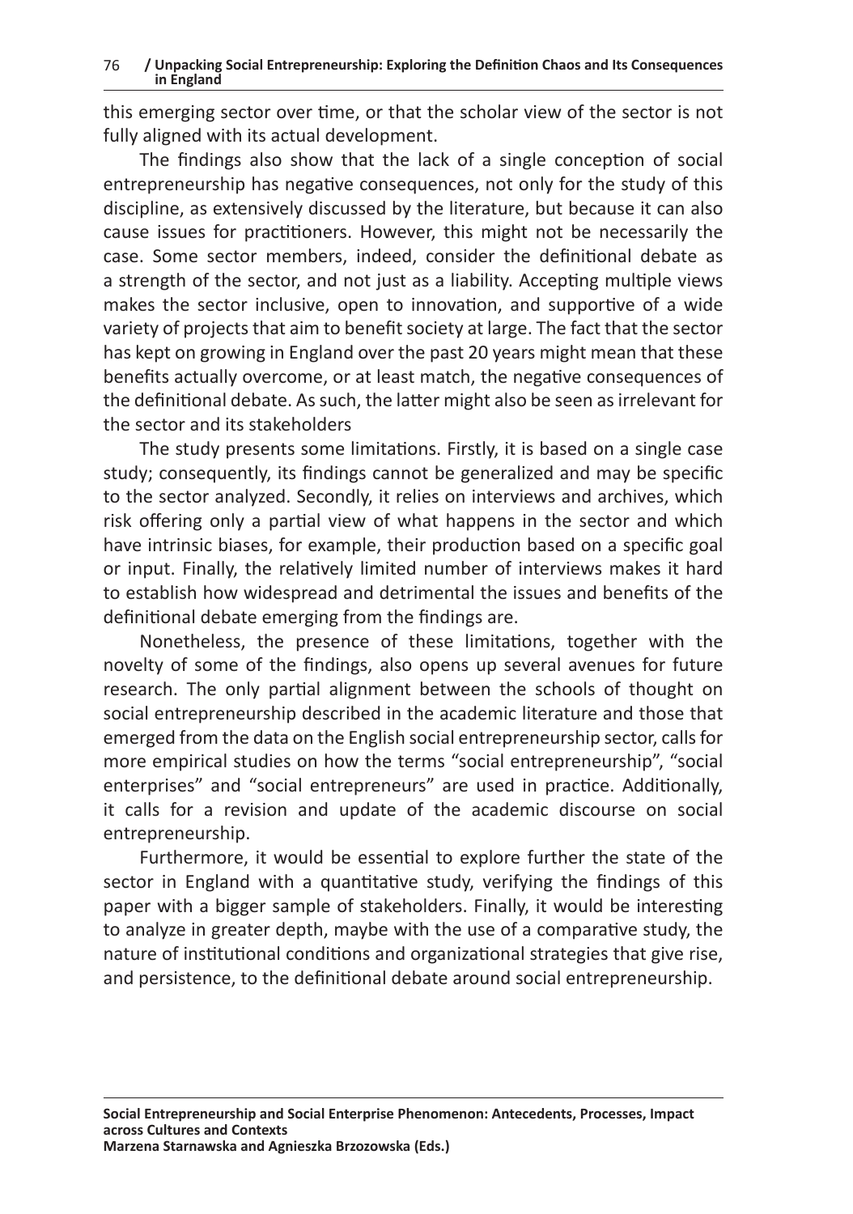this emerging sector over time, or that the scholar view of the sector is not fully aligned with its actual development.

The findings also show that the lack of a single conception of social entrepreneurship has negative consequences, not only for the study of this discipline, as extensively discussed by the literature, but because it can also cause issues for practitioners. However, this might not be necessarily the case. Some sector members, indeed, consider the definitional debate as a strength of the sector, and not just as a liability. Accepting multiple views makes the sector inclusive, open to innovation, and supportive of a wide variety of projects that aim to benefit society at large. The fact that the sector has kept on growing in England over the past 20 years might mean that these benefits actually overcome, or at least match, the negative consequences of the definitional debate. As such, the latter might also be seen as irrelevant for the sector and its stakeholders

The study presents some limitations. Firstly, it is based on a single case study; consequently, its findings cannot be generalized and may be specific to the sector analyzed. Secondly, it relies on interviews and archives, which risk offering only a partial view of what happens in the sector and which have intrinsic biases, for example, their production based on a specific goal or input. Finally, the relatively limited number of interviews makes it hard to establish how widespread and detrimental the issues and benefits of the definitional debate emerging from the findings are.

Nonetheless, the presence of these limitations, together with the novelty of some of the findings, also opens up several avenues for future research. The only partial alignment between the schools of thought on social entrepreneurship described in the academic literature and those that emerged from the data on the English social entrepreneurship sector, calls for more empirical studies on how the terms "social entrepreneurship", "social enterprises" and "social entrepreneurs" are used in practice. Additionally, it calls for a revision and update of the academic discourse on social entrepreneurship.

Furthermore, it would be essential to explore further the state of the sector in England with a quantitative study, verifying the findings of this paper with a bigger sample of stakeholders. Finally, it would be interesting to analyze in greater depth, maybe with the use of a comparative study, the nature of institutional conditions and organizational strategies that give rise, and persistence, to the definitional debate around social entrepreneurship.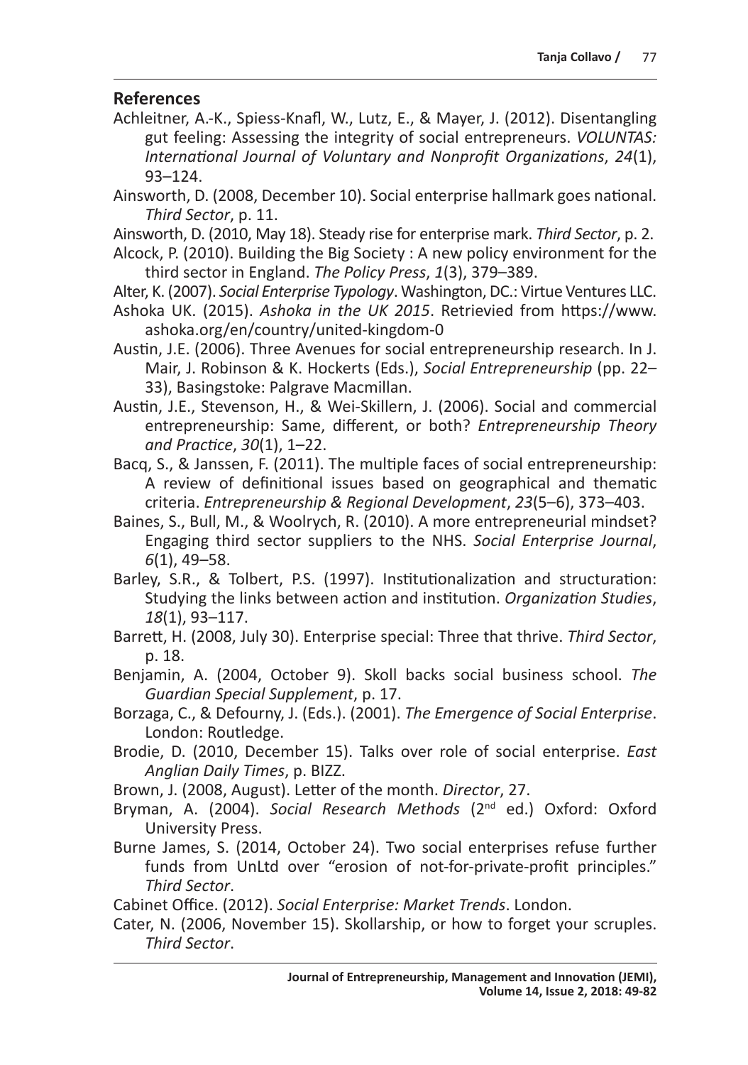## References

Achleitner, A.-K., Spiess-Knafl, W., Lutz, E., & Mayer, J. (2012). Disentangling gut feeling: Assessing the integrity of social entrepreneurs. *VOLUNTAS: International Journal of Voluntary and Nonprofit Organizations*, *24*(1), 93–124.

Ainsworth, D. (2008, December 10). Social enterprise hallmark goes national. *Third Sector*, p. 11.

Ainsworth, D. (2010, May 18). Steady rise for enterprise mark. *Third Sector*, p. 2.

Alcock, P. (2010). Building the Big Society : A new policy environment for the third sector in England. *The Policy Press*, *1*(3), 379–389.

Alter, K. (2007). *Social Enterprise Typology*. Washington, DC.: Virtue Ventures LLC.

Ashoka UK. (2015). *Ashoka in the UK 2015*. Retrievied from https://www.ashoka.org/en/country/united-kingdom-0

Austin, J.E. (2006). Three Avenues for social entrepreneurship research. In J. Mair, J. Robinson & K. Hockerts (Eds.), *Social Entrepreneurship* (pp. 22–33), Basingstoke: Palgrave Macmillan.

Austin, J.E., Stevenson, H., & Wei-Skillern, J. (2006). Social and commercial entrepreneurship: Same, different, or both? *Entrepreneurship Theory and Practice*, *30*(1), 1–22.

Bacq, S., & Janssen, F. (2011). The multiple faces of social entrepreneurship: A review of definitional issues based on geographical and thematic criteria. *Entrepreneurship & Regional Development*, *23*(5–6), 373–403.

Baines, S., Bull, M., & Woolrych, R. (2010). A more entrepreneurial mindset? Engaging third sector suppliers to the NHS. *Social Enterprise Journal*, *6*(1), 49–58.

Barley, S.R., & Tolbert, P.S. (1997). Institutionalization and structuration: Studying the links between action and institution. *Organization Studies*, *18*(1), 93–117.

Barrett, H. (2008, July 30). Enterprise special: Three that thrive. *Third Sector*, p. 18.

Benjamin, A. (2004, October 9). Skoll backs social business school. *The Guardian Special Supplement*, p. 17.

Borzaga, C., & Defourny, J. (Eds.). (2001). *The Emergence of Social Enterprise*. London: Routledge.

Brodie, D. (2010, December 15). Talks over role of social enterprise. *East Anglian Daily Times*, p. BIZZ.

Brown, J. (2008, August). Letter of the month. *Director*, 27.

Bryman, A. (2004). *Social Research Methods* (2nd ed.) Oxford: Oxford University Press.

Burne James, S. (2014, October 24). Two social enterprises refuse further funds from UnLtd over "erosion of not-for-private-profit principles." *Third Sector*.

Cabinet Office. (2012). *Social Enterprise: Market Trends*. London.

Cater, N. (2006, November 15). Skollarship, or how to forget your scruples. *Third Sector*.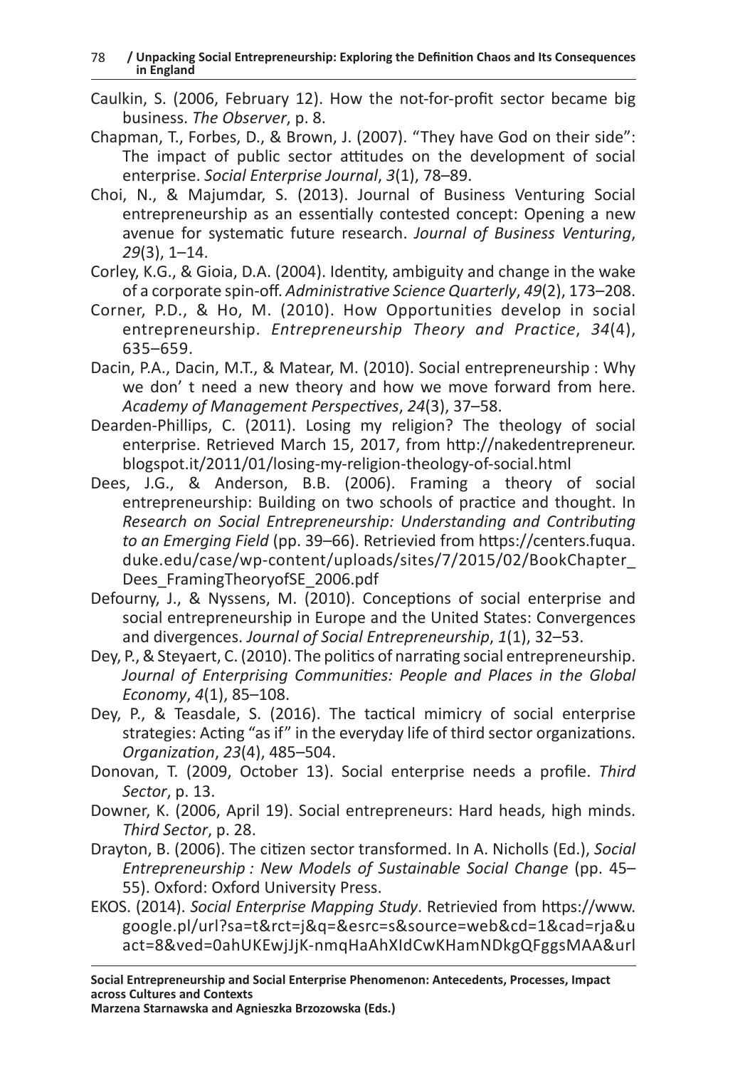Caulkin, S. (2006, February 12). How the not-for-profit sector became big business. *The Observer*, p. 8.

Chapman, T., Forbes, D., & Brown, J. (2007). "They have God on their side": The impact of public sector attitudes on the development of social enterprise. *Social Enterprise Journal*, *3*(1), 78–89.

Choi, N., & Majumdar, S. (2013). Journal of Business Venturing Social entrepreneurship as an essentially contested concept: Opening a new avenue for systematic future research. *Journal of Business Venturing*, *29*(3), 1–14.

Corley, K.G., & Gioia, D.A. (2004). Identity, ambiguity and change in the wake of a corporate spin-off. *Administrative Science Quarterly*, *49*(2), 173–208.

Corner, P.D., & Ho, M. (2010). How Opportunities develop in social entrepreneurship. *Entrepreneurship Theory and Practice*, *34*(4), 635–659.

Dacin, P.A., Dacin, M.T., & Matear, M. (2010). Social entrepreneurship : Why we don' t need a new theory and how we move forward from here. *Academy of Management Perspectives*, *24*(3), 37–58.

Dearden-Phillips, C. (2011). Losing my religion? The theology of social enterprise. Retrieved March 15, 2017, from http://nakedentrepreneur.blogspot.it/2011/01/losing-my-religion-theology-of-social.html

Dees, J.G., & Anderson, B.B. (2006). Framing a theory of social entrepreneurship: Building on two schools of practice and thought. In *Research on Social Entrepreneurship: Understanding and Contributing to an Emerging Field* (pp. 39–66). Retrievied from https://centers.fuqua.duke.edu/case/wp-content/uploads/sites/7/2015/02/BookChapter_Dees_FramingTheoryofSE_2006.pdf

Defourny, J., & Nyssens, M. (2010). Conceptions of social enterprise and social entrepreneurship in Europe and the United States: Convergences and divergences. *Journal of Social Entrepreneurship*, *1*(1), 32–53.

Dey, P., & Steyaert, C. (2010). The politics of narrating social entrepreneurship. *Journal of Enterprising Communities: People and Places in the Global Economy*, *4*(1), 85–108.

Dey, P., & Teasdale, S. (2016). The tactical mimicry of social enterprise strategies: Acting "as if" in the everyday life of third sector organizations. *Organization*, *23*(4), 485–504.

Donovan, T. (2009, October 13). Social enterprise needs a profile. *Third Sector*, p. 13.

Downer, K. (2006, April 19). Social entrepreneurs: Hard heads, high minds. *Third Sector*, p. 28.

Drayton, B. (2006). The citizen sector transformed. In A. Nicholls (Ed.), *Social Entrepreneurship : New Models of Sustainable Social Change* (pp. 45–55). Oxford: Oxford University Press.

EKOS. (2014). *Social Enterprise Mapping Study*. Retrievied from https://www.google.pl/url?sa=t&rct=j&q=&esrc=s&source=web&cd=1&cad=rja&uact=8&ved=0ahUKEwjJjK-nmqHaAhXIdCwKHamNDkgQFggsMAA&url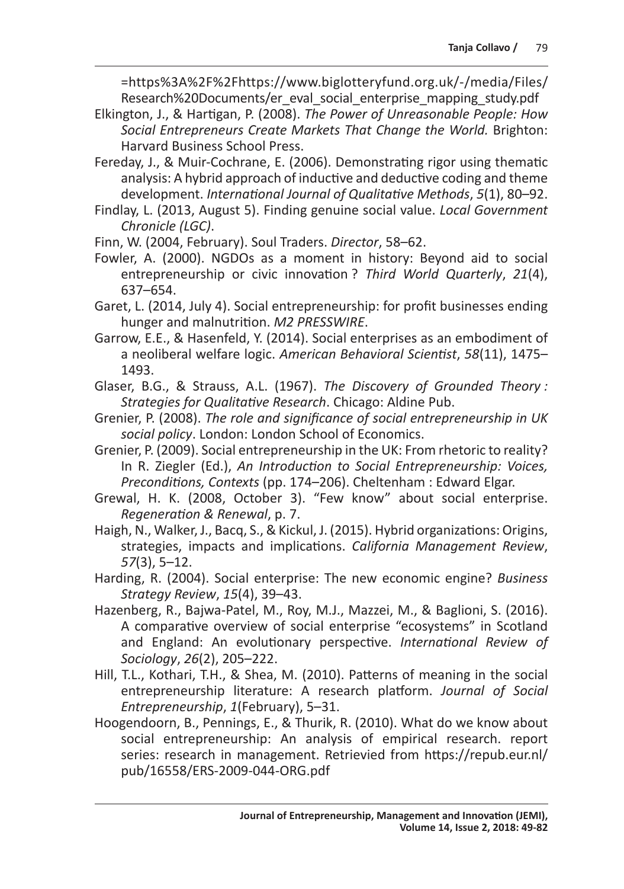=https%3A%2F%2Fhttps://www.biglotteryfund.org.uk/-/media/Files/Research%20Documents/er_eval_social_enterprise_mapping_study.pdf

Elkington, J., & Hartigan, P. (2008). *The Power of Unreasonable People: How Social Entrepreneurs Create Markets That Change the World.* Brighton: Harvard Business School Press.

Fereday, J., & Muir-Cochrane, E. (2006). Demonstrating rigor using thematic analysis: A hybrid approach of inductive and deductive coding and theme development. *International Journal of Qualitative Methods*, *5*(1), 80–92.

Findlay, L. (2013, August 5). Finding genuine social value. *Local Government Chronicle (LGC)*.

Finn, W. (2004, February). Soul Traders. *Director*, 58–62.

Fowler, A. (2000). NGDOs as a moment in history: Beyond aid to social entrepreneurship or civic innovation ? *Third World Quarterly*, *21*(4), 637–654.

Garet, L. (2014, July 4). Social entrepreneurship: for profit businesses ending hunger and malnutrition. *M2 PRESSWIRE*.

Garrow, E.E., & Hasenfeld, Y. (2014). Social enterprises as an embodiment of a neoliberal welfare logic. *American Behavioral Scientist*, *58*(11), 1475–1493.

Glaser, B.G., & Strauss, A.L. (1967). *The Discovery of Grounded Theory : Strategies for Qualitative Research*. Chicago: Aldine Pub.

Grenier, P. (2008). *The role and significance of social entrepreneurship in UK social policy*. London: London School of Economics.

Grenier, P. (2009). Social entrepreneurship in the UK: From rhetoric to reality? In R. Ziegler (Ed.), *An Introduction to Social Entrepreneurship: Voices, Preconditions, Contexts* (pp. 174–206). Cheltenham : Edward Elgar.

Grewal, H. K. (2008, October 3). "Few know" about social enterprise. *Regeneration & Renewal*, p. 7.

Haigh, N., Walker, J., Bacq, S., & Kickul, J. (2015). Hybrid organizations: Origins, strategies, impacts and implications. *California Management Review*, *57*(3), 5–12.

Harding, R. (2004). Social enterprise: The new economic engine? *Business Strategy Review*, *15*(4), 39–43.

Hazenberg, R., Bajwa-Patel, M., Roy, M.J., Mazzei, M., & Baglioni, S. (2016). A comparative overview of social enterprise "ecosystems" in Scotland and England: An evolutionary perspective. *International Review of Sociology*, *26*(2), 205–222.

Hill, T.L., Kothari, T.H., & Shea, M. (2010). Patterns of meaning in the social entrepreneurship literature: A research platform. *Journal of Social Entrepreneurship*, *1*(February), 5–31.

Hoogendoorn, B., Pennings, E., & Thurik, R. (2010). What do we know about social entrepreneurship: An analysis of empirical research. report series: research in management. Retrievied from https://repub.eur.nl/pub/16558/ERS-2009-044-ORG.pdf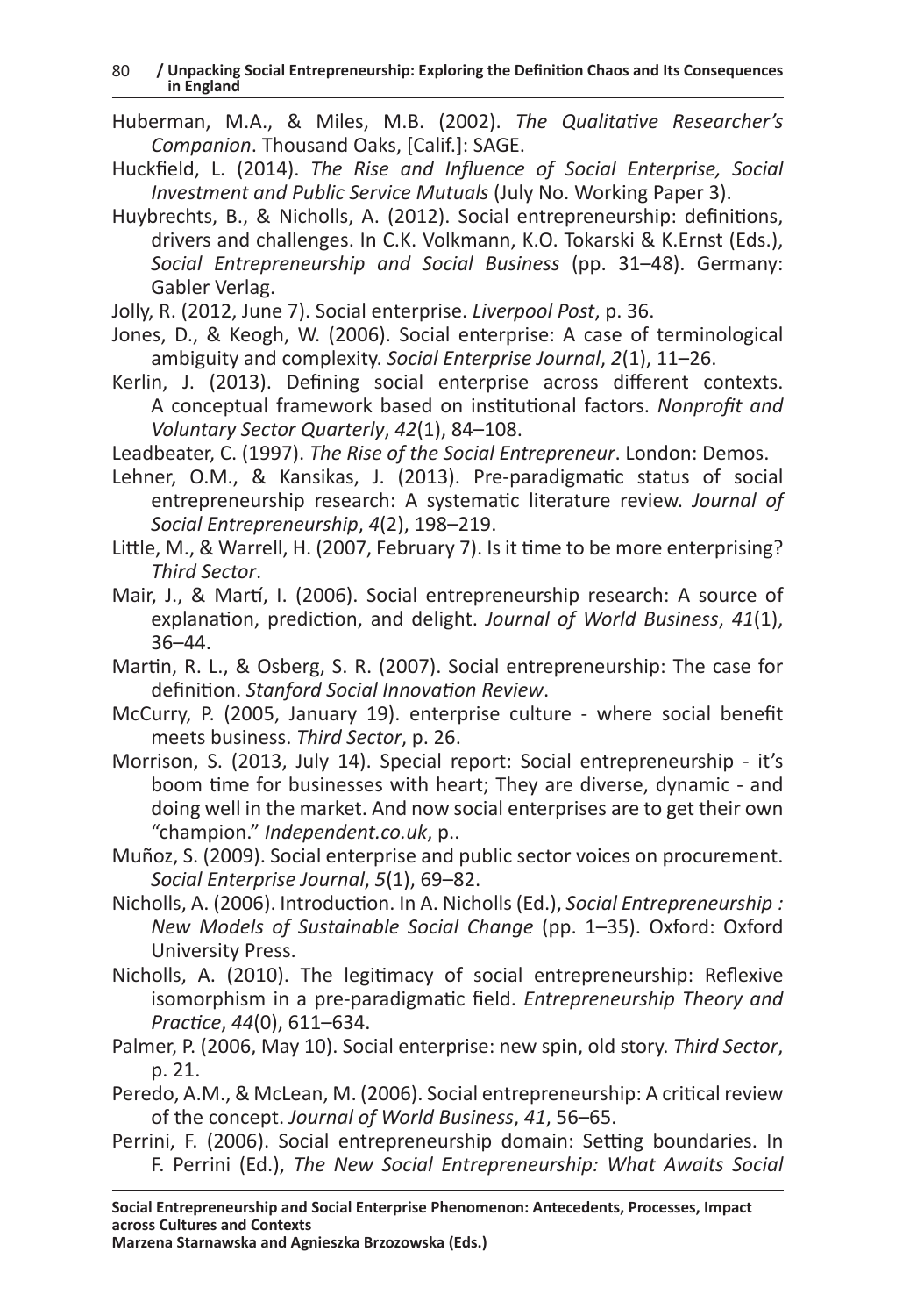Huberman, M.A., & Miles, M.B. (2002). *The Qualitative Researcher's Companion*. Thousand Oaks, [Calif.]: SAGE.

Huckfield, L. (2014). *The Rise and Influence of Social Enterprise, Social Investment and Public Service Mutuals* (July No. Working Paper 3).

Huybrechts, B., & Nicholls, A. (2012). Social entrepreneurship: definitions, drivers and challenges. In C.K. Volkmann, K.O. Tokarski & K.Ernst (Eds.), *Social Entrepreneurship and Social Business* (pp. 31–48). Germany: Gabler Verlag.

Jolly, R. (2012, June 7). Social enterprise. *Liverpool Post*, p. 36.

Jones, D., & Keogh, W. (2006). Social enterprise: A case of terminological ambiguity and complexity. *Social Enterprise Journal*, *2*(1), 11–26.

Kerlin, J. (2013). Defining social enterprise across different contexts. A conceptual framework based on institutional factors. *Nonprofit and Voluntary Sector Quarterly*, *42*(1), 84–108.

Leadbeater, C. (1997). *The Rise of the Social Entrepreneur*. London: Demos.

Lehner, O.M., & Kansikas, J. (2013). Pre-paradigmatic status of social entrepreneurship research: A systematic literature review. *Journal of Social Entrepreneurship*, *4*(2), 198–219.

Little, M., & Warrell, H. (2007, February 7). Is it time to be more enterprising? *Third Sector*.

Mair, J., & Martí, I. (2006). Social entrepreneurship research: A source of explanation, prediction, and delight. *Journal of World Business*, *41*(1), 36–44.

Martin, R. L., & Osberg, S. R. (2007). Social entrepreneurship: The case for definition. *Stanford Social Innovation Review*.

McCurry, P. (2005, January 19). enterprise culture - where social benefit meets business. *Third Sector*, p. 26.

Morrison, S. (2013, July 14). Special report: Social entrepreneurship - it's boom time for businesses with heart; They are diverse, dynamic - and doing well in the market. And now social enterprises are to get their own "champion." *Independent.co.uk*, p..

Muñoz, S. (2009). Social enterprise and public sector voices on procurement. *Social Enterprise Journal*, *5*(1), 69–82.

Nicholls, A. (2006). Introduction. In A. Nicholls (Ed.), *Social Entrepreneurship : New Models of Sustainable Social Change* (pp. 1–35). Oxford: Oxford University Press.

Nicholls, A. (2010). The legitimacy of social entrepreneurship: Reflexive isomorphism in a pre-paradigmatic field. *Entrepreneurship Theory and Practice*, *44*(0), 611–634.

Palmer, P. (2006, May 10). Social enterprise: new spin, old story. *Third Sector*, p. 21.

Peredo, A.M., & McLean, M. (2006). Social entrepreneurship: A critical review of the concept. *Journal of World Business*, *41*, 56–65.

Perrini, F. (2006). Social entrepreneurship domain: Setting boundaries. In F. Perrini (Ed.), *The New Social Entrepreneurship: What Awaits Social*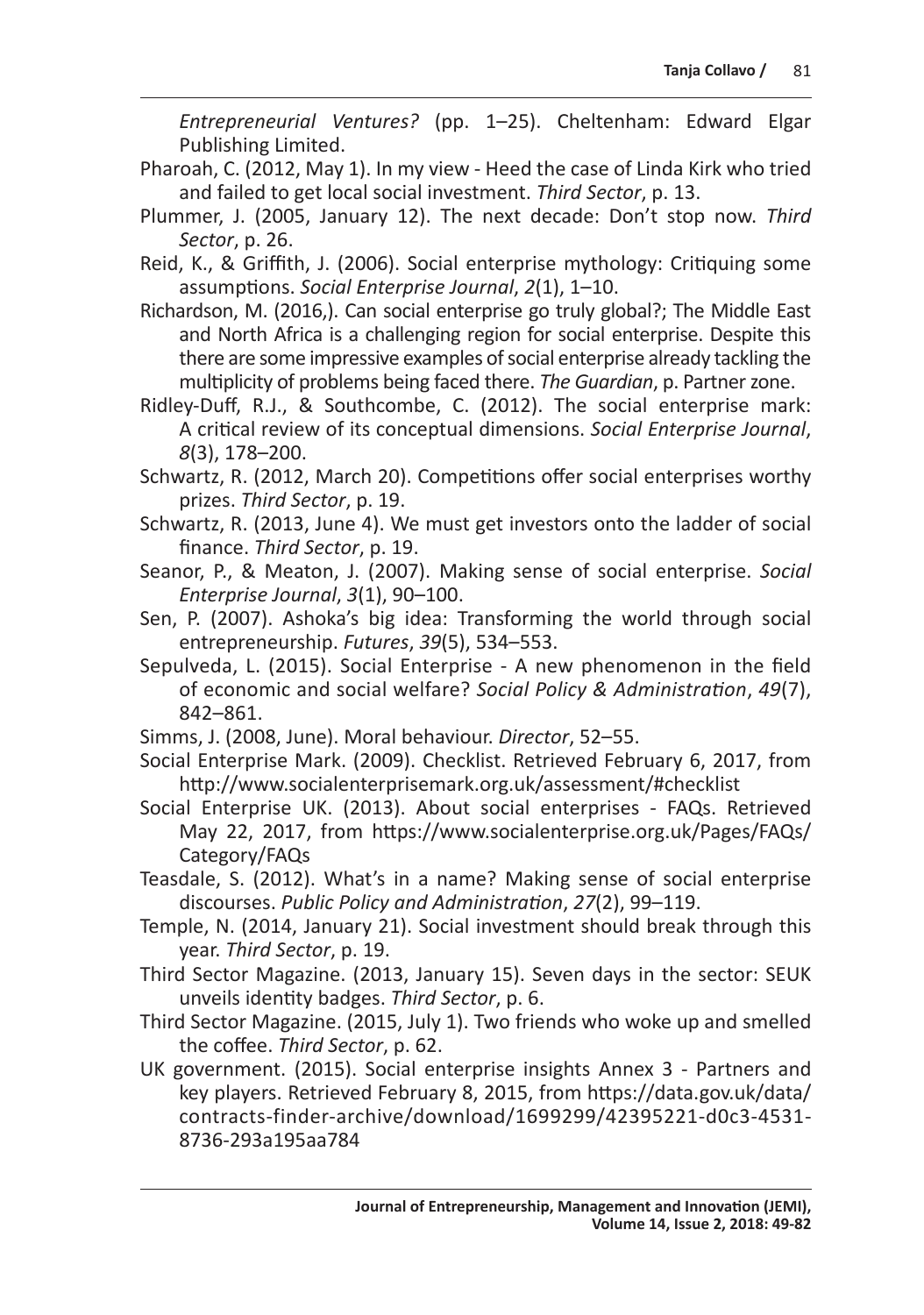*Entrepreneurial Ventures?* (pp. 1–25). Cheltenham: Edward Elgar Publishing Limited.

Pharoah, C. (2012, May 1). In my view - Heed the case of Linda Kirk who tried and failed to get local social investment. *Third Sector*, p. 13.

Plummer, J. (2005, January 12). The next decade: Don't stop now. *Third Sector*, p. 26.

Reid, K., & Griffith, J. (2006). Social enterprise mythology: Critiquing some assumptions. *Social Enterprise Journal*, *2*(1), 1–10.

Richardson, M. (2016,). Can social enterprise go truly global?; The Middle East and North Africa is a challenging region for social enterprise. Despite this there are some impressive examples of social enterprise already tackling the multiplicity of problems being faced there. *The Guardian*, p. Partner zone.

Ridley-Duff, R.J., & Southcombe, C. (2012). The social enterprise mark: A critical review of its conceptual dimensions. *Social Enterprise Journal*, *8*(3), 178–200.

Schwartz, R. (2012, March 20). Competitions offer social enterprises worthy prizes. *Third Sector*, p. 19.

Schwartz, R. (2013, June 4). We must get investors onto the ladder of social finance. *Third Sector*, p. 19.

Seanor, P., & Meaton, J. (2007). Making sense of social enterprise. *Social Enterprise Journal*, *3*(1), 90–100.

Sen, P. (2007). Ashoka's big idea: Transforming the world through social entrepreneurship. *Futures*, *39*(5), 534–553.

Sepulveda, L. (2015). Social Enterprise - A new phenomenon in the field of economic and social welfare? *Social Policy & Administration*, *49*(7), 842–861.

Simms, J. (2008, June). Moral behaviour. *Director*, 52–55.

Social Enterprise Mark. (2009). Checklist. Retrieved February 6, 2017, from http://www.socialenterprisemark.org.uk/assessment/#checklist

Social Enterprise UK. (2013). About social enterprises - FAQs. Retrieved May 22, 2017, from https://www.socialenterprise.org.uk/Pages/FAQs/Category/FAQs

Teasdale, S. (2012). What's in a name? Making sense of social enterprise discourses. *Public Policy and Administration*, *27*(2), 99–119.

Temple, N. (2014, January 21). Social investment should break through this year. *Third Sector*, p. 19.

Third Sector Magazine. (2013, January 15). Seven days in the sector: SEUK unveils identity badges. *Third Sector*, p. 6.

Third Sector Magazine. (2015, July 1). Two friends who woke up and smelled the coffee. *Third Sector*, p. 62.

UK government. (2015). Social enterprise insights Annex 3 - Partners and key players. Retrieved February 8, 2015, from https://data.gov.uk/data/contracts-finder-archive/download/1699299/42395221-d0c3-4531-8736-293a195aa784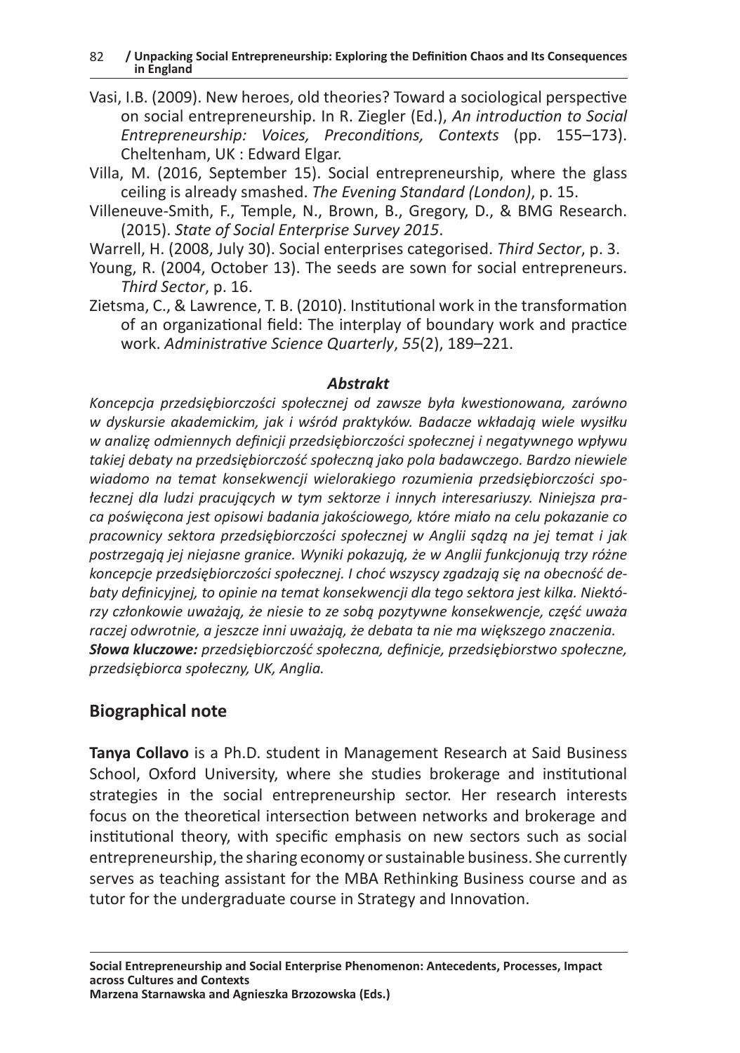Vasi, I.B. (2009). New heroes, old theories? Toward a sociological perspective on social entrepreneurship. In R. Ziegler (Ed.), *An introduction to Social Entrepreneurship: Voices, Preconditions, Contexts* (pp. 155–173). Cheltenham, UK : Edward Elgar.

Villa, M. (2016, September 15). Social entrepreneurship, where the glass ceiling is already smashed. *The Evening Standard (London)*, p. 15.

Villeneuve-Smith, F., Temple, N., Brown, B., Gregory, D., & BMG Research. (2015). *State of Social Enterprise Survey 2015*.

Warrell, H. (2008, July 30). Social enterprises categorised. *Third Sector*, p. 3.

Young, R. (2004, October 13). The seeds are sown for social entrepreneurs. *Third Sector*, p. 16.

Zietsma, C., & Lawrence, T. B. (2010). Institutional work in the transformation of an organizational field: The interplay of boundary work and practice work. *Administrative Science Quarterly*, *55*(2), 189–221.

***Abstrakt***

*Koncepcja przedsiębiorczości społecznej od zawsze była kwestionowana, zarówno w dyskursie akademickim, jak i wśród praktyków. Badacze wkładają wiele wysiłku w analizę odmiennych definicji przedsiębiorczości społecznej i negatywnego wpływu takiej debaty na przedsiębiorczość społeczną jako pola badawczego. Bardzo niewiele wiadomo na temat konsekwencji wielorakiego rozumienia przedsiębiorczości społecznej dla ludzi pracujących w tym sektorze i innych interesariuszy. Niniejsza praca poświęcona jest opisowi badania jakościowego, które miało na celu pokazanie co pracownicy sektora przedsiębiorczości społecznej w Anglii sądzą na jej temat i jak postrzegają jej niejasne granice. Wyniki pokazują, że w Anglii funkcjonują trzy różne koncepcje przedsiębiorczości społecznej. I choć wszyscy zgadzają się na obecność debaty definicyjnej, to opinie na temat konsekwencji dla tego sektora jest kilka. Niektórzy członkowie uważają, że niesie to ze sobą pozytywne konsekwencje, część uważa raczej odwrotnie, a jeszcze inni uważają, że debata ta nie ma większego znaczenia.*

***Słowa kluczowe:*** *przedsiębiorczość społeczna, definicje, przedsiębiorstwo społeczne, przedsiębiorca społeczny, UK, Anglia.*

## Biographical note

**Tanya Collavo** is a Ph.D. student in Management Research at Said Business School, Oxford University, where she studies brokerage and institutional strategies in the social entrepreneurship sector. Her research interests focus on the theoretical intersection between networks and brokerage and institutional theory, with specific emphasis on new sectors such as social entrepreneurship, the sharing economy or sustainable business. She currently serves as teaching assistant for the MBA Rethinking Business course and as tutor for the undergraduate course in Strategy and Innovation.